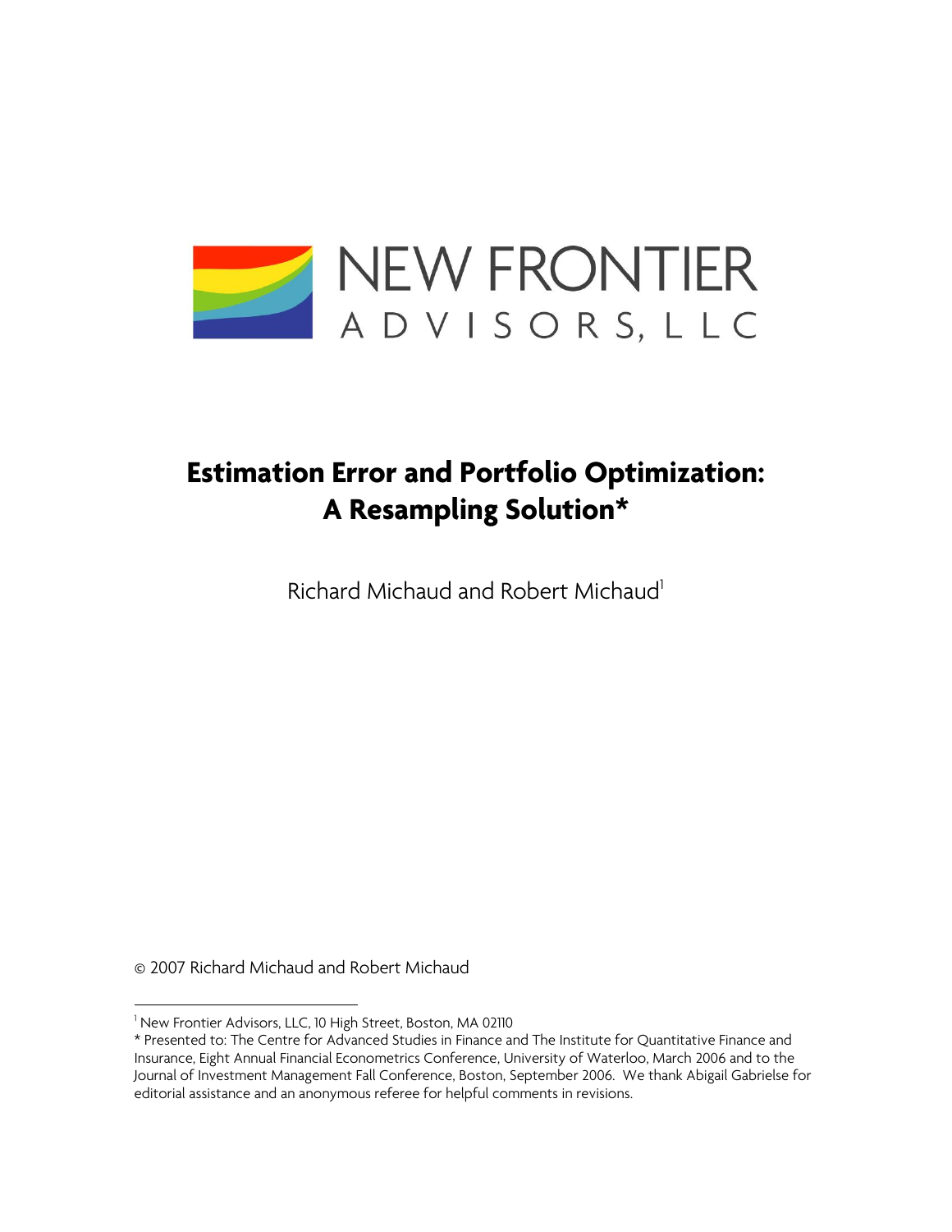NEW FRONTIER

ADVISORS, LLC

# Estimation Error and Portfolio Optimization: A Resampling Solution*

Richard Michaud and Robert Michaud[1]

© 2007 Richard Michaud and Robert Michaud

---

[1] New Frontier Advisors, LLC, 10 High Street, Boston, MA 02110

* Presented to: The Centre for Advanced Studies in Finance and The Institute for Quantitative Finance and Insurance, Eight Annual Financial Econometrics Conference, University of Waterloo, March 2006 and to the Journal of Investment Management Fall Conference, Boston, September 2006. We thank Abigail Gabrielse for editorial assistance and an anonymous referee for helpful comments in revisions.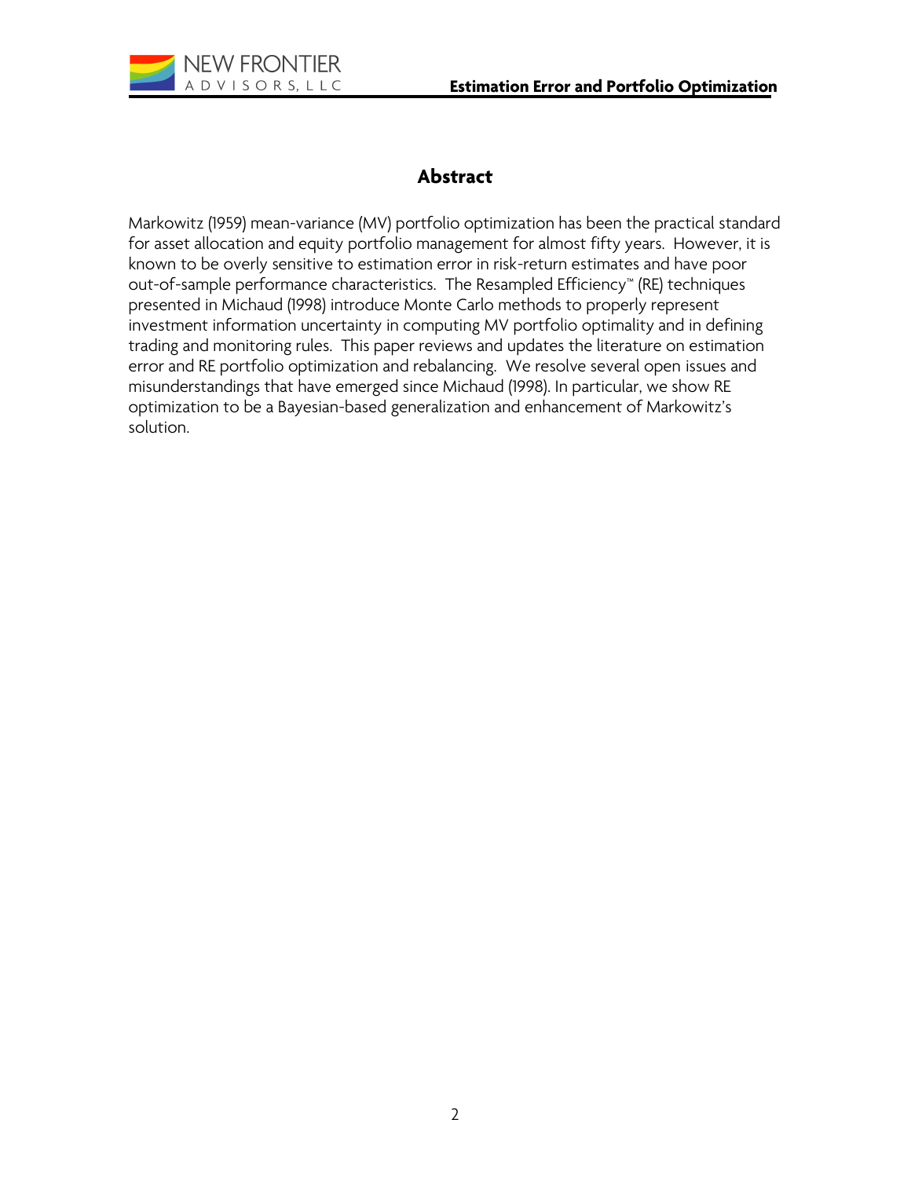## Abstract

Markowitz (1959) mean-variance (MV) portfolio optimization has been the practical standard for asset allocation and equity portfolio management for almost fifty years. However, it is known to be overly sensitive to estimation error in risk-return estimates and have poor out-of-sample performance characteristics. The Resampled Efficiency™ (RE) techniques presented in Michaud (1998) introduce Monte Carlo methods to properly represent investment information uncertainty in computing MV portfolio optimality and in defining trading and monitoring rules. This paper reviews and updates the literature on estimation error and RE portfolio optimization and rebalancing. We resolve several open issues and misunderstandings that have emerged since Michaud (1998). In particular, we show RE optimization to be a Bayesian-based generalization and enhancement of Markowitz's solution.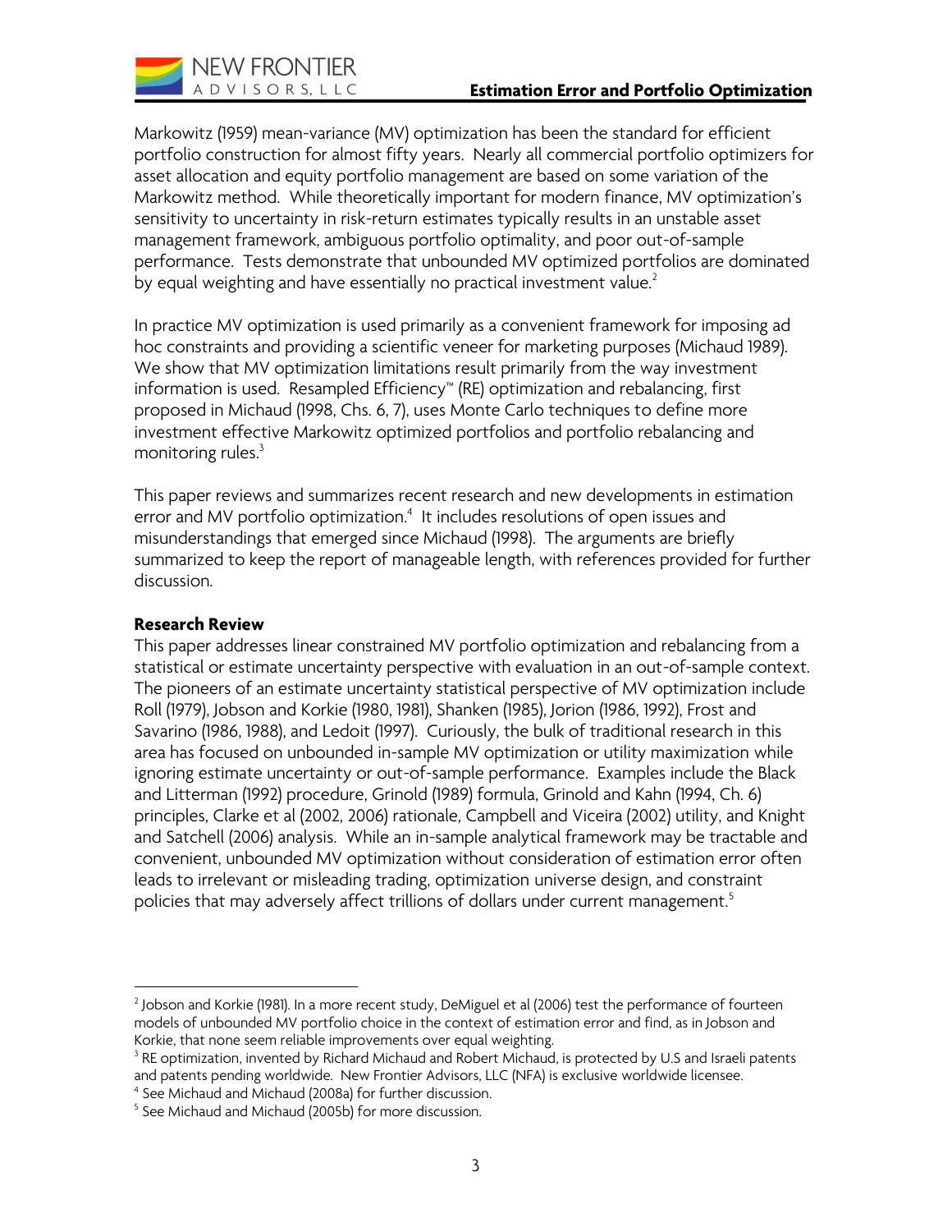Markowitz (1959) mean-variance (MV) optimization has been the standard for efficient portfolio construction for almost fifty years. Nearly all commercial portfolio optimizers for asset allocation and equity portfolio management are based on some variation of the Markowitz method. While theoretically important for modern finance, MV optimization's sensitivity to uncertainty in risk-return estimates typically results in an unstable asset management framework, ambiguous portfolio optimality, and poor out-of-sample performance. Tests demonstrate that unbounded MV optimized portfolios are dominated by equal weighting and have essentially no practical investment value.[2]

In practice MV optimization is used primarily as a convenient framework for imposing ad hoc constraints and providing a scientific veneer for marketing purposes (Michaud 1989). We show that MV optimization limitations result primarily from the way investment information is used. Resampled Efficiency™ (RE) optimization and rebalancing, first proposed in Michaud (1998, Chs. 6, 7), uses Monte Carlo techniques to define more investment effective Markowitz optimized portfolios and portfolio rebalancing and monitoring rules.[3]

This paper reviews and summarizes recent research and new developments in estimation error and MV portfolio optimization.[4] It includes resolutions of open issues and misunderstandings that emerged since Michaud (1998). The arguments are briefly summarized to keep the report of manageable length, with references provided for further discussion.

**Research Review**

This paper addresses linear constrained MV portfolio optimization and rebalancing from a statistical or estimate uncertainty perspective with evaluation in an out-of-sample context. The pioneers of an estimate uncertainty statistical perspective of MV optimization include Roll (1979), Jobson and Korkie (1980, 1981), Shanken (1985), Jorion (1986, 1992), Frost and Savarino (1986, 1988), and Ledoit (1997). Curiously, the bulk of traditional research in this area has focused on unbounded in-sample MV optimization or utility maximization while ignoring estimate uncertainty or out-of-sample performance. Examples include the Black and Litterman (1992) procedure, Grinold (1989) formula, Grinold and Kahn (1994, Ch. 6) principles, Clarke et al (2002, 2006) rationale, Campbell and Viceira (2002) utility, and Knight and Satchell (2006) analysis. While an in-sample analytical framework may be tractable and convenient, unbounded MV optimization without consideration of estimation error often leads to irrelevant or misleading trading, optimization universe design, and constraint policies that may adversely affect trillions of dollars under current management.[5]

---

[2] Jobson and Korkie (1981). In a more recent study, DeMiguel et al (2006) test the performance of fourteen models of unbounded MV portfolio choice in the context of estimation error and find, as in Jobson and Korkie, that none seem reliable improvements over equal weighting.

[3] RE optimization, invented by Richard Michaud and Robert Michaud, is protected by U.S and Israeli patents and patents pending worldwide. New Frontier Advisors, LLC (NFA) is exclusive worldwide licensee.

[4] See Michaud and Michaud (2008a) for further discussion.

[5] See Michaud and Michaud (2005b) for more discussion.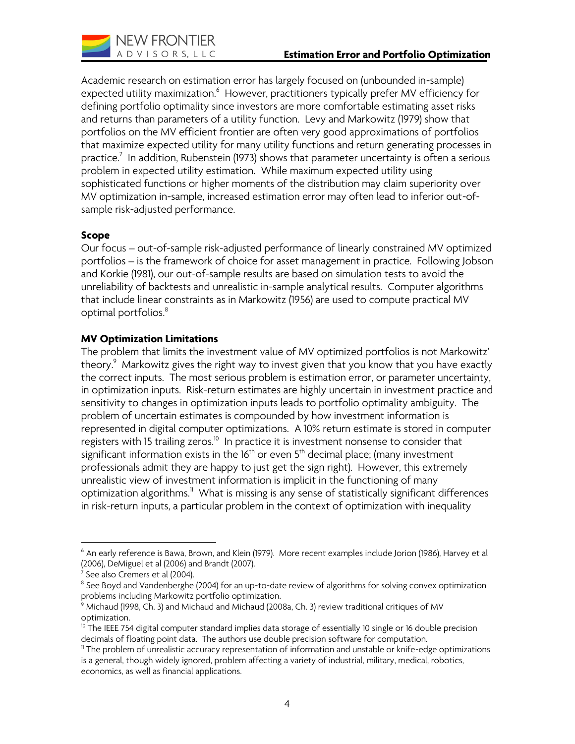Academic research on estimation error has largely focused on (unbounded in-sample) expected utility maximization.[6] However, practitioners typically prefer MV efficiency for defining portfolio optimality since investors are more comfortable estimating asset risks and returns than parameters of a utility function. Levy and Markowitz (1979) show that portfolios on the MV efficient frontier are often very good approximations of portfolios that maximize expected utility for many utility functions and return generating processes in practice.[7] In addition, Rubenstein (1973) shows that parameter uncertainty is often a serious problem in expected utility estimation. While maximum expected utility using sophisticated functions or higher moments of the distribution may claim superiority over MV optimization in-sample, increased estimation error may often lead to inferior out-of-sample risk-adjusted performance.

**Scope**

Our focus – out-of-sample risk-adjusted performance of linearly constrained MV optimized portfolios – is the framework of choice for asset management in practice. Following Jobson and Korkie (1981), our out-of-sample results are based on simulation tests to avoid the unreliability of backtests and unrealistic in-sample analytical results. Computer algorithms that include linear constraints as in Markowitz (1956) are used to compute practical MV optimal portfolios.[8]

**MV Optimization Limitations**

The problem that limits the investment value of MV optimized portfolios is not Markowitz' theory.[9] Markowitz gives the right way to invest given that you know that you have exactly the correct inputs. The most serious problem is estimation error, or parameter uncertainty, in optimization inputs. Risk-return estimates are highly uncertain in investment practice and sensitivity to changes in optimization inputs leads to portfolio optimality ambiguity. The problem of uncertain estimates is compounded by how investment information is represented in digital computer optimizations. A 10% return estimate is stored in computer registers with 15 trailing zeros.[10] In practice it is investment nonsense to consider that significant information exists in the 16th or even 5th decimal place; (many investment professionals admit they are happy to just get the sign right). However, this extremely unrealistic view of investment information is implicit in the functioning of many optimization algorithms.[11] What is missing is any sense of statistically significant differences in risk-return inputs, a particular problem in the context of optimization with inequality

---

[6] An early reference is Bawa, Brown, and Klein (1979). More recent examples include Jorion (1986), Harvey et al (2006), DeMiguel et al (2006) and Brandt (2007).

[7] See also Cremers et al (2004).

[8] See Boyd and Vandenberghe (2004) for an up-to-date review of algorithms for solving convex optimization problems including Markowitz portfolio optimization.

[9] Michaud (1998, Ch. 3) and Michaud and Michaud (2008a, Ch. 3) review traditional critiques of MV optimization.

[10] The IEEE 754 digital computer standard implies data storage of essentially 10 single or 16 double precision decimals of floating point data. The authors use double precision software for computation.

[11] The problem of unrealistic accuracy representation of information and unstable or knife-edge optimizations is a general, though widely ignored, problem affecting a variety of industrial, military, medical, robotics, economics, as well as financial applications.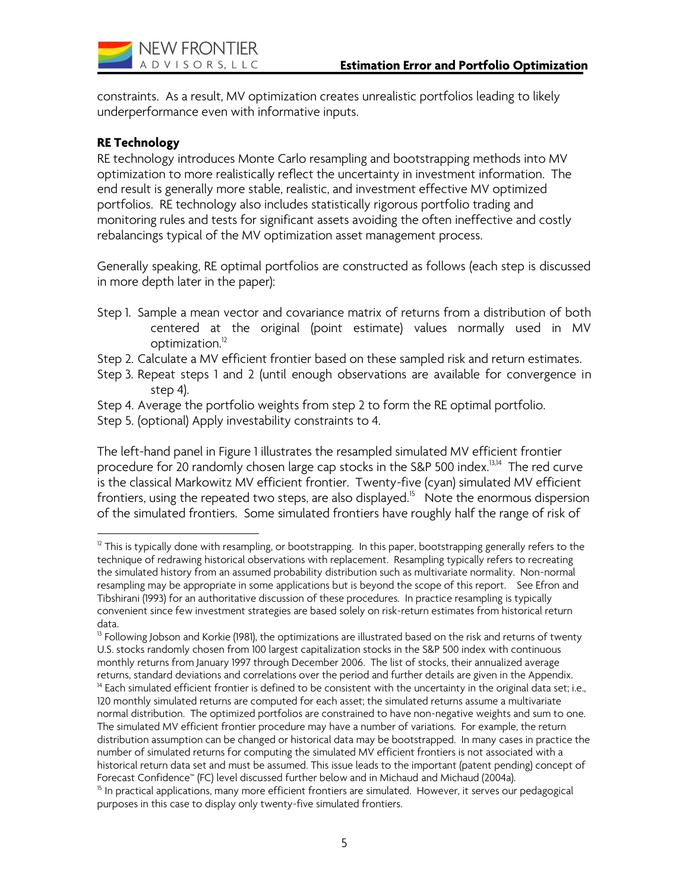constraints. As a result, MV optimization creates unrealistic portfolios leading to likely underperformance even with informative inputs.

**RE Technology**

RE technology introduces Monte Carlo resampling and bootstrapping methods into MV optimization to more realistically reflect the uncertainty in investment information. The end result is generally more stable, realistic, and investment effective MV optimized portfolios. RE technology also includes statistically rigorous portfolio trading and monitoring rules and tests for significant assets avoiding the often ineffective and costly rebalancings typical of the MV optimization asset management process.

Generally speaking, RE optimal portfolios are constructed as follows (each step is discussed in more depth later in the paper):

Step 1. Sample a mean vector and covariance matrix of returns from a distribution of both centered at the original (point estimate) values normally used in MV optimization.[12]

Step 2. Calculate a MV efficient frontier based on these sampled risk and return estimates.

Step 3. Repeat steps 1 and 2 (until enough observations are available for convergence in step 4).

Step 4. Average the portfolio weights from step 2 to form the RE optimal portfolio.

Step 5. (optional) Apply investability constraints to 4.

The left-hand panel in Figure 1 illustrates the resampled simulated MV efficient frontier procedure for 20 randomly chosen large cap stocks in the S&P 500 index.[13,14] The red curve is the classical Markowitz MV efficient frontier. Twenty-five (cyan) simulated MV efficient frontiers, using the repeated two steps, are also displayed.[15] Note the enormous dispersion of the simulated frontiers. Some simulated frontiers have roughly half the range of risk of

---

[12] This is typically done with resampling, or bootstrapping. In this paper, bootstrapping generally refers to the technique of redrawing historical observations with replacement. Resampling typically refers to recreating the simulated history from an assumed probability distribution such as multivariate normality. Non-normal resampling may be appropriate in some applications but is beyond the scope of this report. See Efron and Tibshirani (1993) for an authoritative discussion of these procedures. In practice resampling is typically convenient since few investment strategies are based solely on risk-return estimates from historical return data.

[13] Following Jobson and Korkie (1981), the optimizations are illustrated based on the risk and returns of twenty U.S. stocks randomly chosen from 100 largest capitalization stocks in the S&P 500 index with continuous monthly returns from January 1997 through December 2006. The list of stocks, their annualized average returns, standard deviations and correlations over the period and further details are given in the Appendix.

[14] Each simulated efficient frontier is defined to be consistent with the uncertainty in the original data set; i.e., 120 monthly simulated returns are computed for each asset; the simulated returns assume a multivariate normal distribution. The optimized portfolios are constrained to have non-negative weights and sum to one. The simulated MV efficient frontier procedure may have a number of variations. For example, the return distribution assumption can be changed or historical data may be bootstrapped. In many cases in practice the number of simulated returns for computing the simulated MV efficient frontiers is not associated with a historical return data set and must be assumed. This issue leads to the important (patent pending) concept of Forecast Confidence™ (FC) level discussed further below and in Michaud and Michaud (2004a).

[15] In practical applications, many more efficient frontiers are simulated. However, it serves our pedagogical purposes in this case to display only twenty-five simulated frontiers.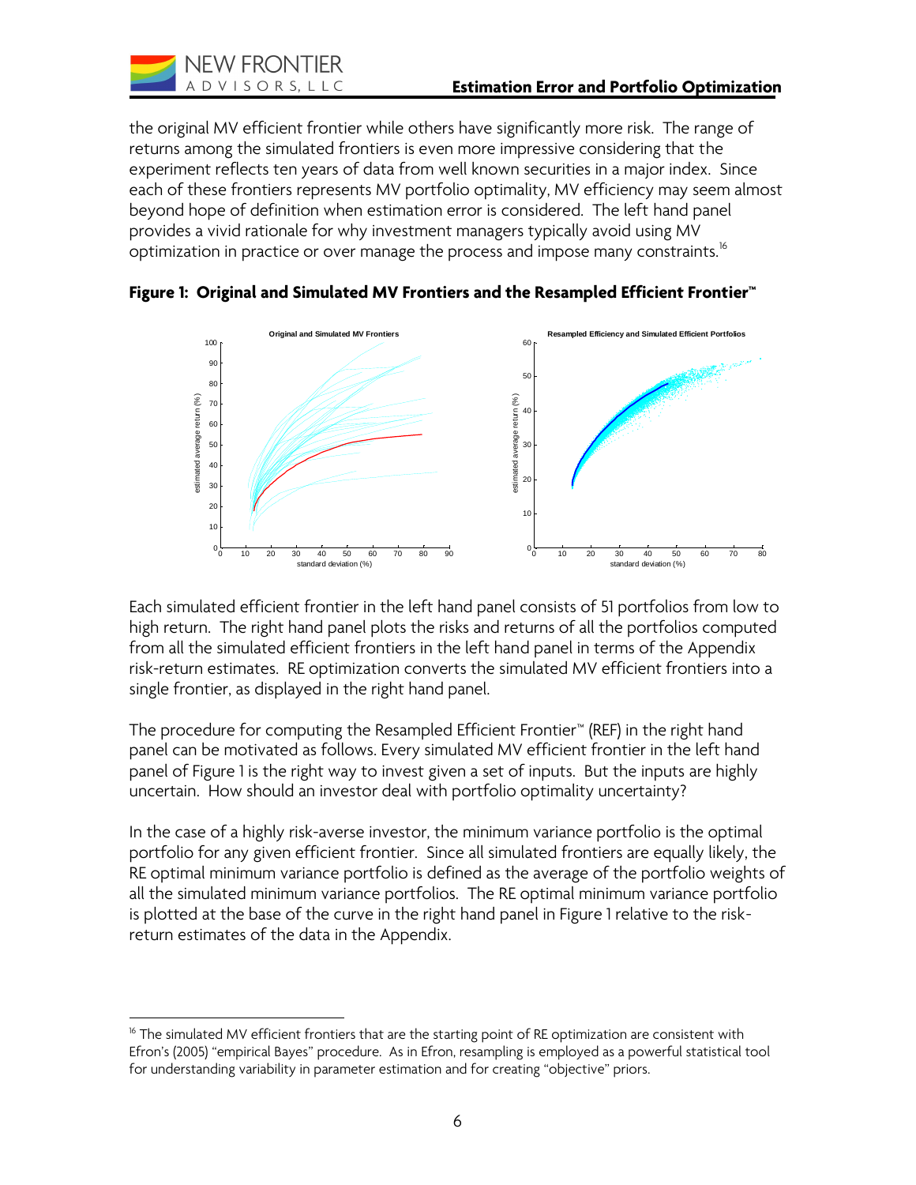the original MV efficient frontier while others have significantly more risk. The range of returns among the simulated frontiers is even more impressive considering that the experiment reflects ten years of data from well known securities in a major index. Since each of these frontiers represents MV portfolio optimality, MV efficiency may seem almost beyond hope of definition when estimation error is considered. The left hand panel provides a vivid rationale for why investment managers typically avoid using MV optimization in practice or over manage the process and impose many constraints.[16]

**Figure 1: Original and Simulated MV Frontiers and the Resampled Efficient Frontier™**

Each simulated efficient frontier in the left hand panel consists of 51 portfolios from low to high return. The right hand panel plots the risks and returns of all the portfolios computed from all the simulated efficient frontiers in the left hand panel in terms of the Appendix risk-return estimates. RE optimization converts the simulated MV efficient frontiers into a single frontier, as displayed in the right hand panel.

The procedure for computing the Resampled Efficient Frontier™ (REF) in the right hand panel can be motivated as follows. Every simulated MV efficient frontier in the left hand panel of Figure 1 is the right way to invest given a set of inputs. But the inputs are highly uncertain. How should an investor deal with portfolio optimality uncertainty?

In the case of a highly risk-averse investor, the minimum variance portfolio is the optimal portfolio for any given efficient frontier. Since all simulated frontiers are equally likely, the RE optimal minimum variance portfolio is defined as the average of the portfolio weights of all the simulated minimum variance portfolios. The RE optimal minimum variance portfolio is plotted at the base of the curve in the right hand panel in Figure 1 relative to the risk-return estimates of the data in the Appendix.

---

[16] The simulated MV efficient frontiers that are the starting point of RE optimization are consistent with Efron's (2005) "empirical Bayes" procedure. As in Efron, resampling is employed as a powerful statistical tool for understanding variability in parameter estimation and for creating "objective" priors.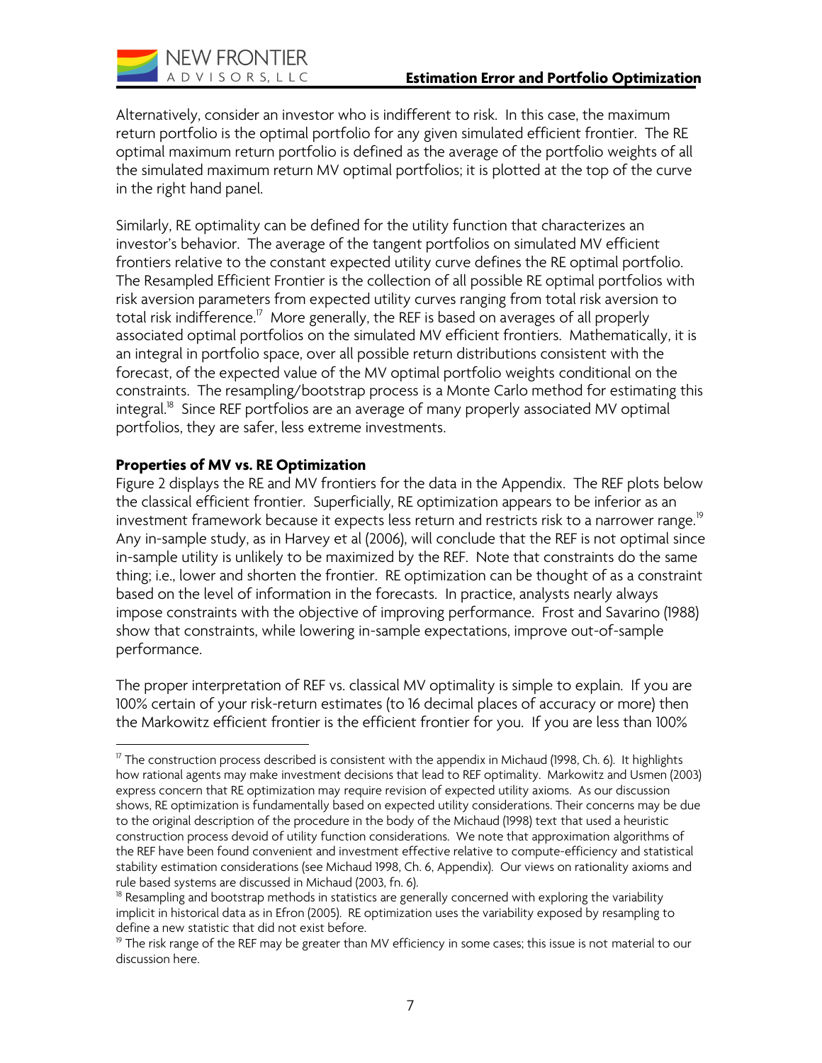Alternatively, consider an investor who is indifferent to risk. In this case, the maximum return portfolio is the optimal portfolio for any given simulated efficient frontier. The RE optimal maximum return portfolio is defined as the average of the portfolio weights of all the simulated maximum return MV optimal portfolios; it is plotted at the top of the curve in the right hand panel.

Similarly, RE optimality can be defined for the utility function that characterizes an investor's behavior. The average of the tangent portfolios on simulated MV efficient frontiers relative to the constant expected utility curve defines the RE optimal portfolio. The Resampled Efficient Frontier is the collection of all possible RE optimal portfolios with risk aversion parameters from expected utility curves ranging from total risk aversion to total risk indifference.[17] More generally, the REF is based on averages of all properly associated optimal portfolios on the simulated MV efficient frontiers. Mathematically, it is an integral in portfolio space, over all possible return distributions consistent with the forecast, of the expected value of the MV optimal portfolio weights conditional on the constraints. The resampling/bootstrap process is a Monte Carlo method for estimating this integral.[18] Since REF portfolios are an average of many properly associated MV optimal portfolios, they are safer, less extreme investments.

**Properties of MV vs. RE Optimization**

Figure 2 displays the RE and MV frontiers for the data in the Appendix. The REF plots below the classical efficient frontier. Superficially, RE optimization appears to be inferior as an investment framework because it expects less return and restricts risk to a narrower range.[19] Any in-sample study, as in Harvey et al (2006), will conclude that the REF is not optimal since in-sample utility is unlikely to be maximized by the REF. Note that constraints do the same thing; i.e., lower and shorten the frontier. RE optimization can be thought of as a constraint based on the level of information in the forecasts. In practice, analysts nearly always impose constraints with the objective of improving performance. Frost and Savarino (1988) show that constraints, while lowering in-sample expectations, improve out-of-sample performance.

The proper interpretation of REF vs. classical MV optimality is simple to explain. If you are 100% certain of your risk-return estimates (to 16 decimal places of accuracy or more) then the Markowitz efficient frontier is the efficient frontier for you. If you are less than 100%

---

[17] The construction process described is consistent with the appendix in Michaud (1998, Ch. 6). It highlights how rational agents may make investment decisions that lead to REF optimality. Markowitz and Usmen (2003) express concern that RE optimization may require revision of expected utility axioms. As our discussion shows, RE optimization is fundamentally based on expected utility considerations. Their concerns may be due to the original description of the procedure in the body of the Michaud (1998) text that used a heuristic construction process devoid of utility function considerations. We note that approximation algorithms of the REF have been found convenient and investment effective relative to compute-efficiency and statistical stability estimation considerations (see Michaud 1998, Ch. 6, Appendix). Our views on rationality axioms and rule based systems are discussed in Michaud (2003, fn. 6).

[18] Resampling and bootstrap methods in statistics are generally concerned with exploring the variability implicit in historical data as in Efron (2005). RE optimization uses the variability exposed by resampling to define a new statistic that did not exist before.

[19] The risk range of the REF may be greater than MV efficiency in some cases; this issue is not material to our discussion here.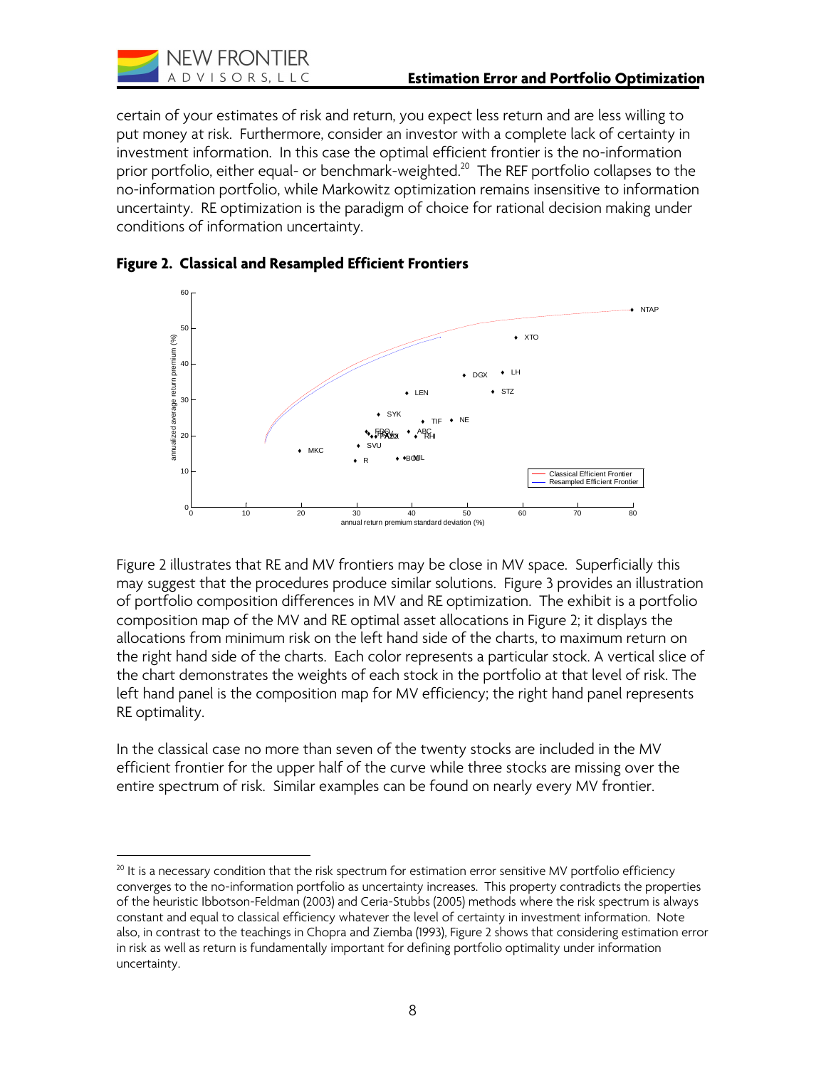certain of your estimates of risk and return, you expect less return and are less willing to put money at risk. Furthermore, consider an investor with a complete lack of certainty in investment information. In this case the optimal efficient frontier is the no-information prior portfolio, either equal- or benchmark-weighted.[20] The REF portfolio collapses to the no-information portfolio, while Markowitz optimization remains insensitive to information uncertainty. RE optimization is the paradigm of choice for rational decision making under conditions of information uncertainty.

**Figure 2. Classical and Resampled Efficient Frontiers**

Figure 2 illustrates that RE and MV frontiers may be close in MV space. Superficially this may suggest that the procedures produce similar solutions. Figure 3 provides an illustration of portfolio composition differences in MV and RE optimization. The exhibit is a portfolio composition map of the MV and RE optimal asset allocations in Figure 2; it displays the allocations from minimum risk on the left hand side of the charts, to maximum return on the right hand side of the charts. Each color represents a particular stock. A vertical slice of the chart demonstrates the weights of each stock in the portfolio at that level of risk. The left hand panel is the composition map for MV efficiency; the right hand panel represents RE optimality.

In the classical case no more than seven of the twenty stocks are included in the MV efficient frontier for the upper half of the curve while three stocks are missing over the entire spectrum of risk. Similar examples can be found on nearly every MV frontier.

[20] It is a necessary condition that the risk spectrum for estimation error sensitive MV portfolio efficiency converges to the no-information portfolio as uncertainty increases. This property contradicts the properties of the heuristic Ibbotson-Feldman (2003) and Ceria-Stubbs (2005) methods where the risk spectrum is always constant and equal to classical efficiency whatever the level of certainty in investment information. Note also, in contrast to the teachings in Chopra and Ziemba (1993), Figure 2 shows that considering estimation error in risk as well as return is fundamentally important for defining portfolio optimality under information uncertainty.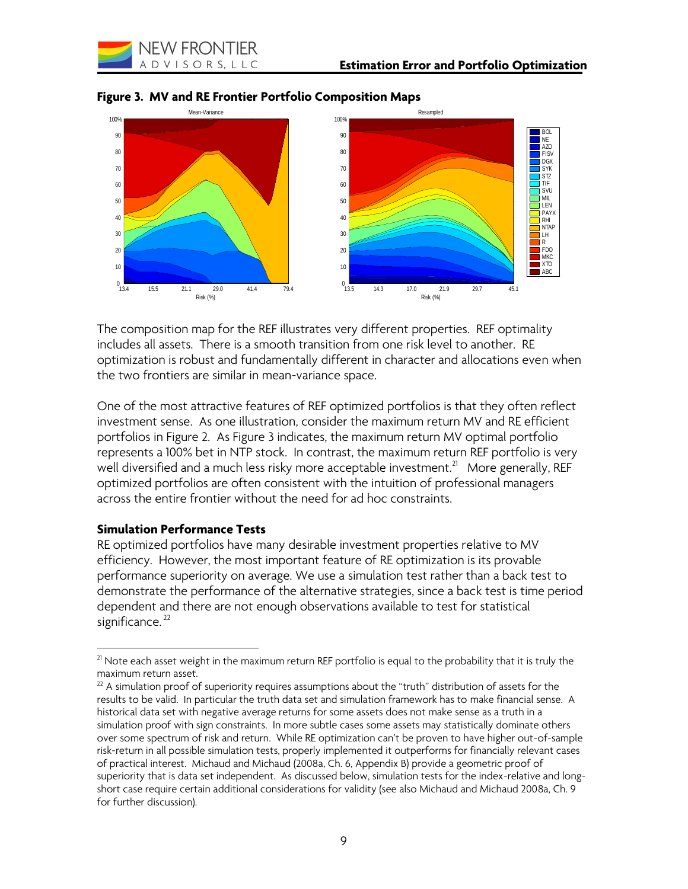**Figure 3. MV and RE Frontier Portfolio Composition Maps**

The composition map for the REF illustrates very different properties. REF optimality includes all assets. There is a smooth transition from one risk level to another. RE optimization is robust and fundamentally different in character and allocations even when the two frontiers are similar in mean-variance space.

One of the most attractive features of REF optimized portfolios is that they often reflect investment sense. As one illustration, consider the maximum return MV and RE efficient portfolios in Figure 2. As Figure 3 indicates, the maximum return MV optimal portfolio represents a 100% bet in NTP stock. In contrast, the maximum return REF portfolio is very well diversified and a much less risky more acceptable investment.[21] More generally, REF optimized portfolios are often consistent with the intuition of professional managers across the entire frontier without the need for ad hoc constraints.

### Simulation Performance Tests

RE optimized portfolios have many desirable investment properties relative to MV efficiency. However, the most important feature of RE optimization is its provable performance superiority on average. We use a simulation test rather than a back test to demonstrate the performance of the alternative strategies, since a back test is time period dependent and there are not enough observations available to test for statistical significance.[22]

---

[21] Note each asset weight in the maximum return REF portfolio is equal to the probability that it is truly the maximum return asset.

[22] A simulation proof of superiority requires assumptions about the "truth" distribution of assets for the results to be valid. In particular the truth data set and simulation framework has to make financial sense. A historical data set with negative average returns for some assets does not make sense as a truth in a simulation proof with sign constraints. In more subtle cases some assets may statistically dominate others over some spectrum of risk and return. While RE optimization can't be proven to have higher out-of-sample risk-return in all possible simulation tests, properly implemented it outperforms for financially relevant cases of practical interest. Michaud and Michaud (2008a, Ch. 6, Appendix B) provide a geometric proof of superiority that is data set independent. As discussed below, simulation tests for the index-relative and long-short case require certain additional considerations for validity (see also Michaud and Michaud 2008a, Ch. 9 for further discussion).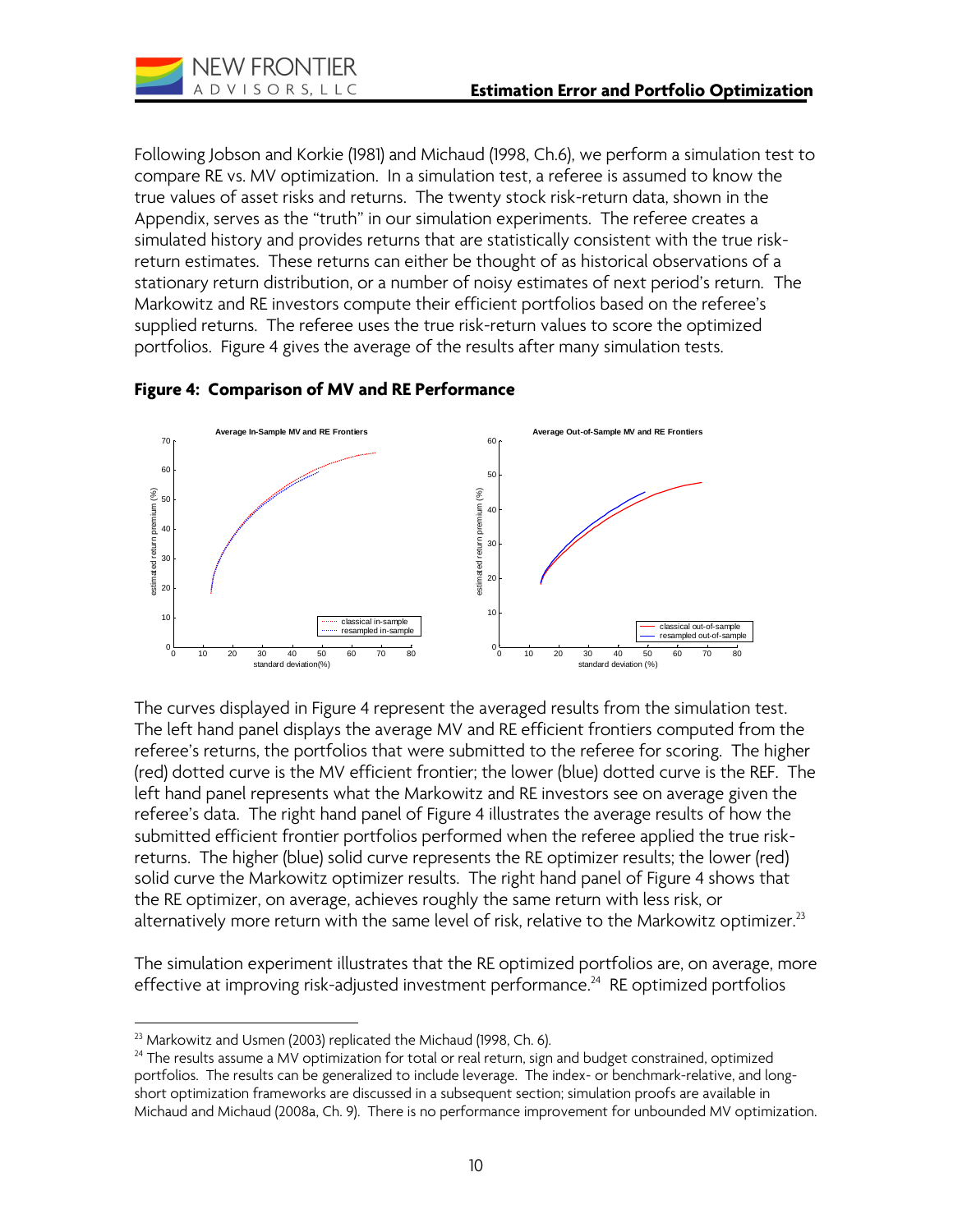Following Jobson and Korkie (1981) and Michaud (1998, Ch.6), we perform a simulation test to compare RE vs. MV optimization. In a simulation test, a referee is assumed to know the true values of asset risks and returns. The twenty stock risk-return data, shown in the Appendix, serves as the "truth" in our simulation experiments. The referee creates a simulated history and provides returns that are statistically consistent with the true risk-return estimates. These returns can either be thought of as historical observations of a stationary return distribution, or a number of noisy estimates of next period's return. The Markowitz and RE investors compute their efficient portfolios based on the referee's supplied returns. The referee uses the true risk-return values to score the optimized portfolios. Figure 4 gives the average of the results after many simulation tests.

**Figure 4: Comparison of MV and RE Performance**

The curves displayed in Figure 4 represent the averaged results from the simulation test. The left hand panel displays the average MV and RE efficient frontiers computed from the referee's returns, the portfolios that were submitted to the referee for scoring. The higher (red) dotted curve is the MV efficient frontier; the lower (blue) dotted curve is the REF. The left hand panel represents what the Markowitz and RE investors see on average given the referee's data. The right hand panel of Figure 4 illustrates the average results of how the submitted efficient frontier portfolios performed when the referee applied the true risk-returns. The higher (blue) solid curve represents the RE optimizer results; the lower (red) solid curve the Markowitz optimizer results. The right hand panel of Figure 4 shows that the RE optimizer, on average, achieves roughly the same return with less risk, or alternatively more return with the same level of risk, relative to the Markowitz optimizer.[23]

The simulation experiment illustrates that the RE optimized portfolios are, on average, more effective at improving risk-adjusted investment performance.[24] RE optimized portfolios

---

[23] Markowitz and Usmen (2003) replicated the Michaud (1998, Ch. 6).

[24] The results assume a MV optimization for total or real return, sign and budget constrained, optimized portfolios. The results can be generalized to include leverage. The index- or benchmark-relative, and long-short optimization frameworks are discussed in a subsequent section; simulation proofs are available in Michaud and Michaud (2008a, Ch. 9). There is no performance improvement for unbounded MV optimization.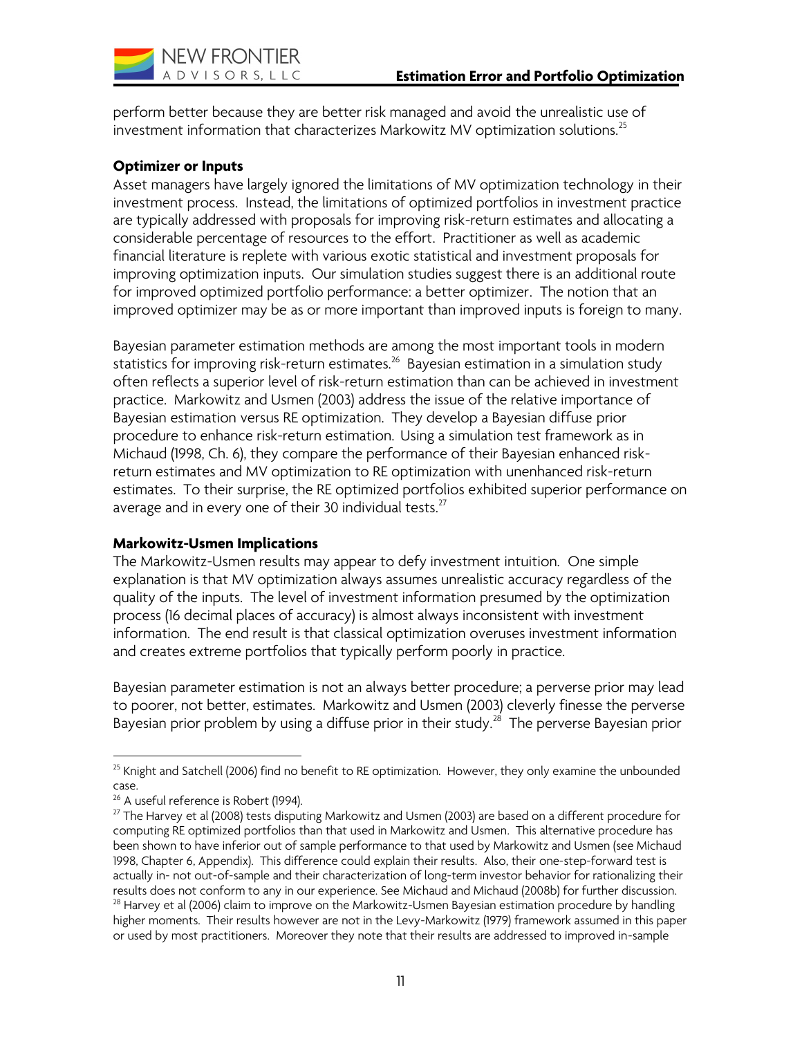perform better because they are better risk managed and avoid the unrealistic use of investment information that characterizes Markowitz MV optimization solutions.[25]

**Optimizer or Inputs**

Asset managers have largely ignored the limitations of MV optimization technology in their investment process. Instead, the limitations of optimized portfolios in investment practice are typically addressed with proposals for improving risk-return estimates and allocating a considerable percentage of resources to the effort. Practitioner as well as academic financial literature is replete with various exotic statistical and investment proposals for improving optimization inputs. Our simulation studies suggest there is an additional route for improved optimized portfolio performance: a better optimizer. The notion that an improved optimizer may be as or more important than improved inputs is foreign to many.

Bayesian parameter estimation methods are among the most important tools in modern statistics for improving risk-return estimates.[26] Bayesian estimation in a simulation study often reflects a superior level of risk-return estimation than can be achieved in investment practice. Markowitz and Usmen (2003) address the issue of the relative importance of Bayesian estimation versus RE optimization. They develop a Bayesian diffuse prior procedure to enhance risk-return estimation. Using a simulation test framework as in Michaud (1998, Ch. 6), they compare the performance of their Bayesian enhanced risk-return estimates and MV optimization to RE optimization with unenhanced risk-return estimates. To their surprise, the RE optimized portfolios exhibited superior performance on average and in every one of their 30 individual tests.[27]

**Markowitz-Usmen Implications**

The Markowitz-Usmen results may appear to defy investment intuition. One simple explanation is that MV optimization always assumes unrealistic accuracy regardless of the quality of the inputs. The level of investment information presumed by the optimization process (16 decimal places of accuracy) is almost always inconsistent with investment information. The end result is that classical optimization overuses investment information and creates extreme portfolios that typically perform poorly in practice.

Bayesian parameter estimation is not an always better procedure; a perverse prior may lead to poorer, not better, estimates. Markowitz and Usmen (2003) cleverly finesse the perverse Bayesian prior problem by using a diffuse prior in their study.[28] The perverse Bayesian prior

---

[25] Knight and Satchell (2006) find no benefit to RE optimization. However, they only examine the unbounded case.

[26] A useful reference is Robert (1994).

[27] The Harvey et al (2008) tests disputing Markowitz and Usmen (2003) are based on a different procedure for computing RE optimized portfolios than that used in Markowitz and Usmen. This alternative procedure has been shown to have inferior out of sample performance to that used by Markowitz and Usmen (see Michaud 1998, Chapter 6, Appendix). This difference could explain their results. Also, their one-step-forward test is actually in- not out-of-sample and their characterization of long-term investor behavior for rationalizing their results does not conform to any in our experience. See Michaud and Michaud (2008b) for further discussion.

[28] Harvey et al (2006) claim to improve on the Markowitz-Usmen Bayesian estimation procedure by handling higher moments. Their results however are not in the Levy-Markowitz (1979) framework assumed in this paper or used by most practitioners. Moreover they note that their results are addressed to improved in-sample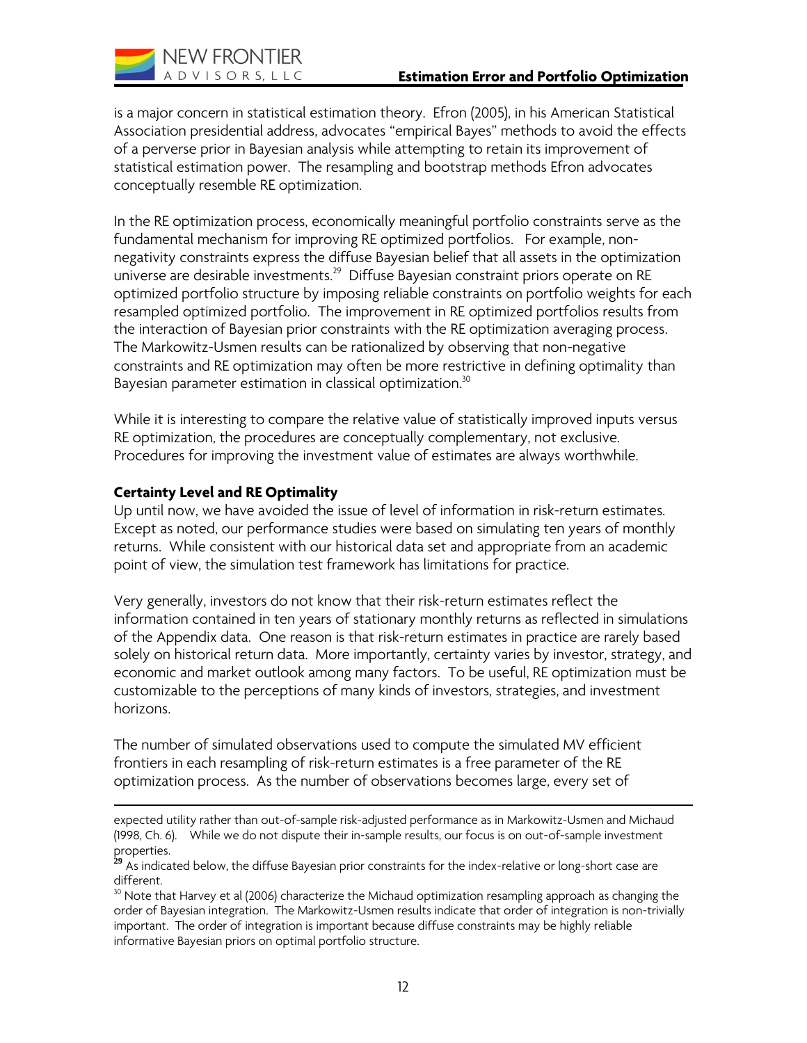is a major concern in statistical estimation theory. Efron (2005), in his American Statistical Association presidential address, advocates "empirical Bayes" methods to avoid the effects of a perverse prior in Bayesian analysis while attempting to retain its improvement of statistical estimation power. The resampling and bootstrap methods Efron advocates conceptually resemble RE optimization.

In the RE optimization process, economically meaningful portfolio constraints serve as the fundamental mechanism for improving RE optimized portfolios. For example, non-negativity constraints express the diffuse Bayesian belief that all assets in the optimization universe are desirable investments.[29] Diffuse Bayesian constraint priors operate on RE optimized portfolio structure by imposing reliable constraints on portfolio weights for each resampled optimized portfolio. The improvement in RE optimized portfolios results from the interaction of Bayesian prior constraints with the RE optimization averaging process. The Markowitz-Usmen results can be rationalized by observing that non-negative constraints and RE optimization may often be more restrictive in defining optimality than Bayesian parameter estimation in classical optimization.[30]

While it is interesting to compare the relative value of statistically improved inputs versus RE optimization, the procedures are conceptually complementary, not exclusive. Procedures for improving the investment value of estimates are always worthwhile.

**Certainty Level and RE Optimality**

Up until now, we have avoided the issue of level of information in risk-return estimates. Except as noted, our performance studies were based on simulating ten years of monthly returns. While consistent with our historical data set and appropriate from an academic point of view, the simulation test framework has limitations for practice.

Very generally, investors do not know that their risk-return estimates reflect the information contained in ten years of stationary monthly returns as reflected in simulations of the Appendix data. One reason is that risk-return estimates in practice are rarely based solely on historical return data. More importantly, certainty varies by investor, strategy, and economic and market outlook among many factors. To be useful, RE optimization must be customizable to the perceptions of many kinds of investors, strategies, and investment horizons.

The number of simulated observations used to compute the simulated MV efficient frontiers in each resampling of risk-return estimates is a free parameter of the RE optimization process. As the number of observations becomes large, every set of

---

expected utility rather than out-of-sample risk-adjusted performance as in Markowitz-Usmen and Michaud (1998, Ch. 6). While we do not dispute their in-sample results, our focus is on out-of-sample investment properties.

[29] As indicated below, the diffuse Bayesian prior constraints for the index-relative or long-short case are different.

[30] Note that Harvey et al (2006) characterize the Michaud optimization resampling approach as changing the order of Bayesian integration. The Markowitz-Usmen results indicate that order of integration is non-trivially important. The order of integration is important because diffuse constraints may be highly reliable informative Bayesian priors on optimal portfolio structure.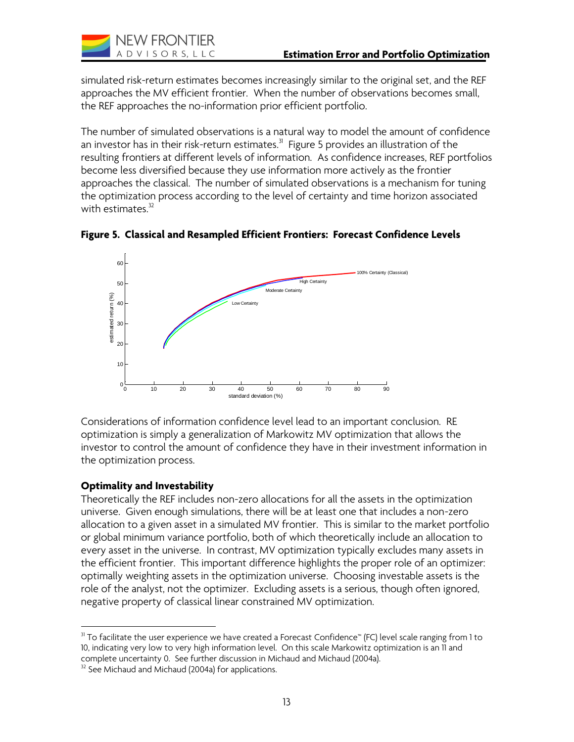simulated risk-return estimates becomes increasingly similar to the original set, and the REF approaches the MV efficient frontier. When the number of observations becomes small, the REF approaches the no-information prior efficient portfolio.

The number of simulated observations is a natural way to model the amount of confidence an investor has in their risk-return estimates.[31] Figure 5 provides an illustration of the resulting frontiers at different levels of information. As confidence increases, REF portfolios become less diversified because they use information more actively as the frontier approaches the classical. The number of simulated observations is a mechanism for tuning the optimization process according to the level of certainty and time horizon associated with estimates.[32]

**Figure 5. Classical and Resampled Efficient Frontiers: Forecast Confidence Levels**

Considerations of information confidence level lead to an important conclusion. RE optimization is simply a generalization of Markowitz MV optimization that allows the investor to control the amount of confidence they have in their investment information in the optimization process.

### Optimality and Investability

Theoretically the REF includes non-zero allocations for all the assets in the optimization universe. Given enough simulations, there will be at least one that includes a non-zero allocation to a given asset in a simulated MV frontier. This is similar to the market portfolio or global minimum variance portfolio, both of which theoretically include an allocation to every asset in the universe. In contrast, MV optimization typically excludes many assets in the efficient frontier. This important difference highlights the proper role of an optimizer: optimally weighting assets in the optimization universe. Choosing investable assets is the role of the analyst, not the optimizer. Excluding assets is a serious, though often ignored, negative property of classical linear constrained MV optimization.

---

[31] To facilitate the user experience we have created a Forecast Confidence™ (FC) level scale ranging from 1 to 10, indicating very low to very high information level. On this scale Markowitz optimization is an 11 and complete uncertainty 0. See further discussion in Michaud and Michaud (2004a).

[32] See Michaud and Michaud (2004a) for applications.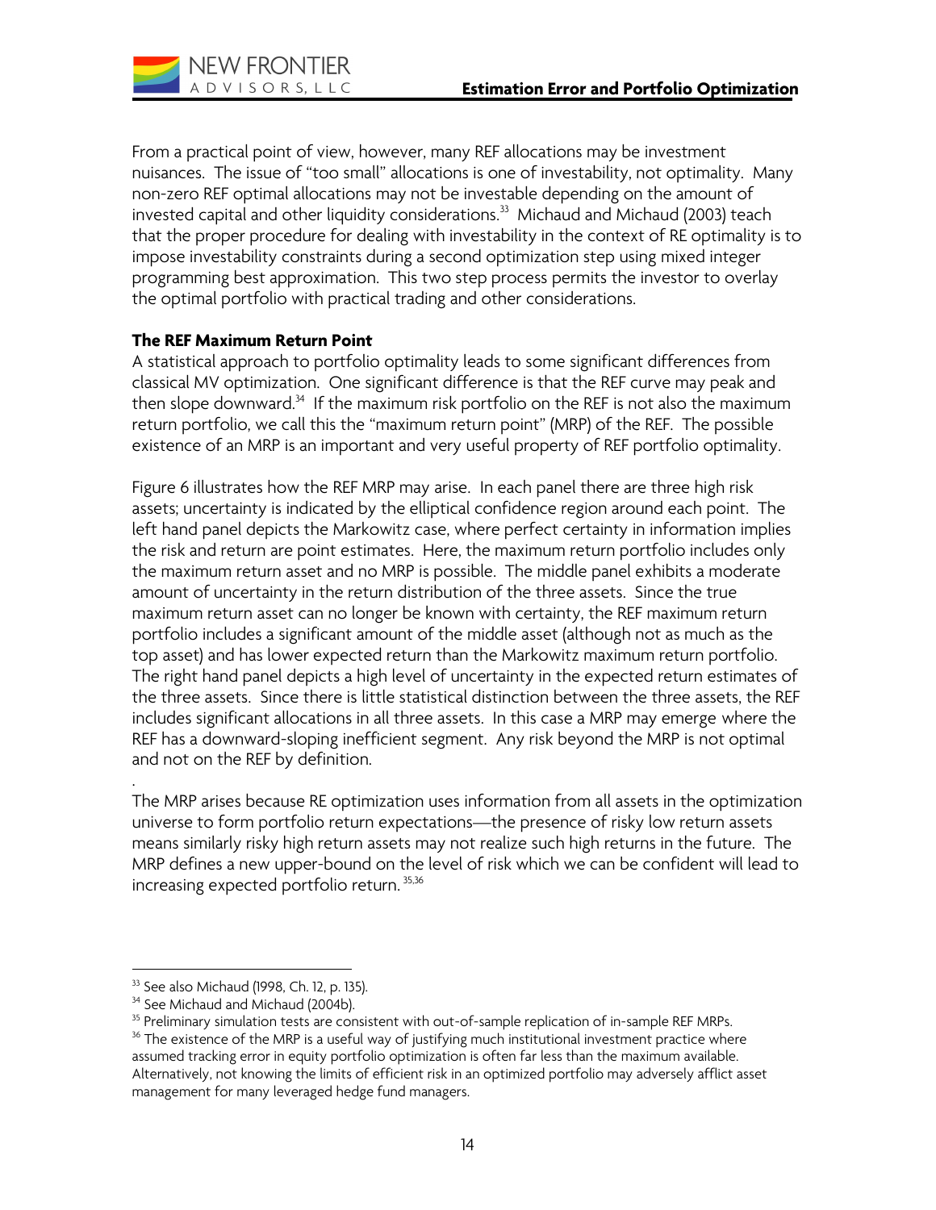From a practical point of view, however, many REF allocations may be investment nuisances. The issue of "too small" allocations is one of investability, not optimality. Many non-zero REF optimal allocations may not be investable depending on the amount of invested capital and other liquidity considerations.[33] Michaud and Michaud (2003) teach that the proper procedure for dealing with investability in the context of RE optimality is to impose investability constraints during a second optimization step using mixed integer programming best approximation. This two step process permits the investor to overlay the optimal portfolio with practical trading and other considerations.

**The REF Maximum Return Point**

A statistical approach to portfolio optimality leads to some significant differences from classical MV optimization. One significant difference is that the REF curve may peak and then slope downward.[34] If the maximum risk portfolio on the REF is not also the maximum return portfolio, we call this the "maximum return point" (MRP) of the REF. The possible existence of an MRP is an important and very useful property of REF portfolio optimality.

Figure 6 illustrates how the REF MRP may arise. In each panel there are three high risk assets; uncertainty is indicated by the elliptical confidence region around each point. The left hand panel depicts the Markowitz case, where perfect certainty in information implies the risk and return are point estimates. Here, the maximum return portfolio includes only the maximum return asset and no MRP is possible. The middle panel exhibits a moderate amount of uncertainty in the return distribution of the three assets. Since the true maximum return asset can no longer be known with certainty, the REF maximum return portfolio includes a significant amount of the middle asset (although not as much as the top asset) and has lower expected return than the Markowitz maximum return portfolio. The right hand panel depicts a high level of uncertainty in the expected return estimates of the three assets. Since there is little statistical distinction between the three assets, the REF includes significant allocations in all three assets. In this case a MRP may emerge where the REF has a downward-sloping inefficient segment. Any risk beyond the MRP is not optimal and not on the REF by definition.

.

The MRP arises because RE optimization uses information from all assets in the optimization universe to form portfolio return expectations—the presence of risky low return assets means similarly risky high return assets may not realize such high returns in the future. The MRP defines a new upper-bound on the level of risk which we can be confident will lead to increasing expected portfolio return.[35,36]

---

[33] See also Michaud (1998, Ch. 12, p. 135).

[34] See Michaud and Michaud (2004b).

[35] Preliminary simulation tests are consistent with out-of-sample replication of in-sample REF MRPs.

[36] The existence of the MRP is a useful way of justifying much institutional investment practice where assumed tracking error in equity portfolio optimization is often far less than the maximum available. Alternatively, not knowing the limits of efficient risk in an optimized portfolio may adversely afflict asset management for many leveraged hedge fund managers.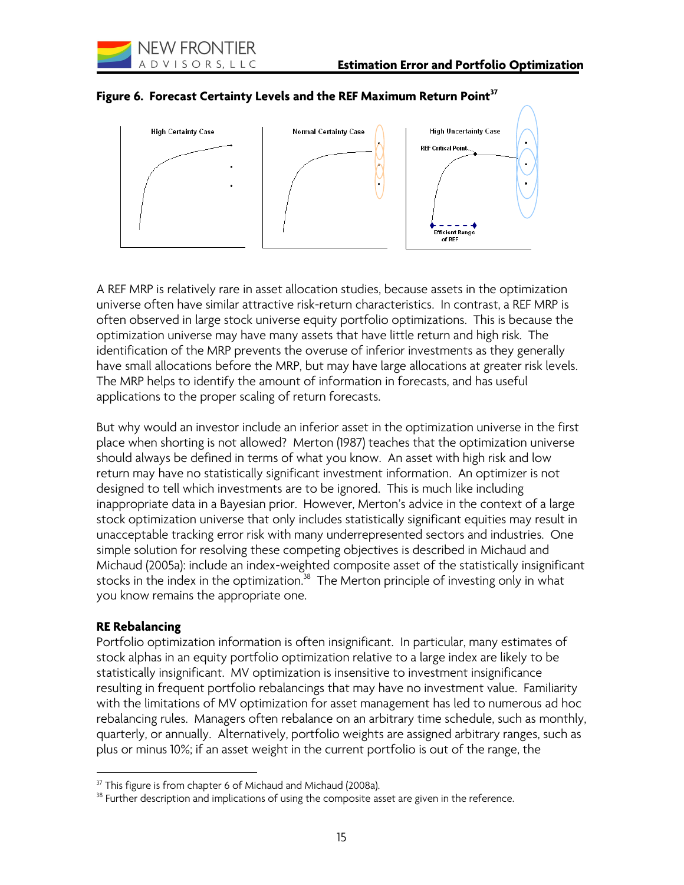**Figure 6. Forecast Certainty Levels and the REF Maximum Return Point**[37]

A REF MRP is relatively rare in asset allocation studies, because assets in the optimization universe often have similar attractive risk-return characteristics. In contrast, a REF MRP is often observed in large stock universe equity portfolio optimizations. This is because the optimization universe may have many assets that have little return and high risk. The identification of the MRP prevents the overuse of inferior investments as they generally have small allocations before the MRP, but may have large allocations at greater risk levels. The MRP helps to identify the amount of information in forecasts, and has useful applications to the proper scaling of return forecasts.

But why would an investor include an inferior asset in the optimization universe in the first place when shorting is not allowed? Merton (1987) teaches that the optimization universe should always be defined in terms of what you know. An asset with high risk and low return may have no statistically significant investment information. An optimizer is not designed to tell which investments are to be ignored. This is much like including inappropriate data in a Bayesian prior. However, Merton's advice in the context of a large stock optimization universe that only includes statistically significant equities may result in unacceptable tracking error risk with many underrepresented sectors and industries. One simple solution for resolving these competing objectives is described in Michaud and Michaud (2005a): include an index-weighted composite asset of the statistically insignificant stocks in the index in the optimization.[38] The Merton principle of investing only in what you know remains the appropriate one.

**RE Rebalancing**

Portfolio optimization information is often insignificant. In particular, many estimates of stock alphas in an equity portfolio optimization relative to a large index are likely to be statistically insignificant. MV optimization is insensitive to investment insignificance resulting in frequent portfolio rebalancings that may have no investment value. Familiarity with the limitations of MV optimization for asset management has led to numerous ad hoc rebalancing rules. Managers often rebalance on an arbitrary time schedule, such as monthly, quarterly, or annually. Alternatively, portfolio weights are assigned arbitrary ranges, such as plus or minus 10%; if an asset weight in the current portfolio is out of the range, the

---

[37] This figure is from chapter 6 of Michaud and Michaud (2008a).

[38] Further description and implications of using the composite asset are given in the reference.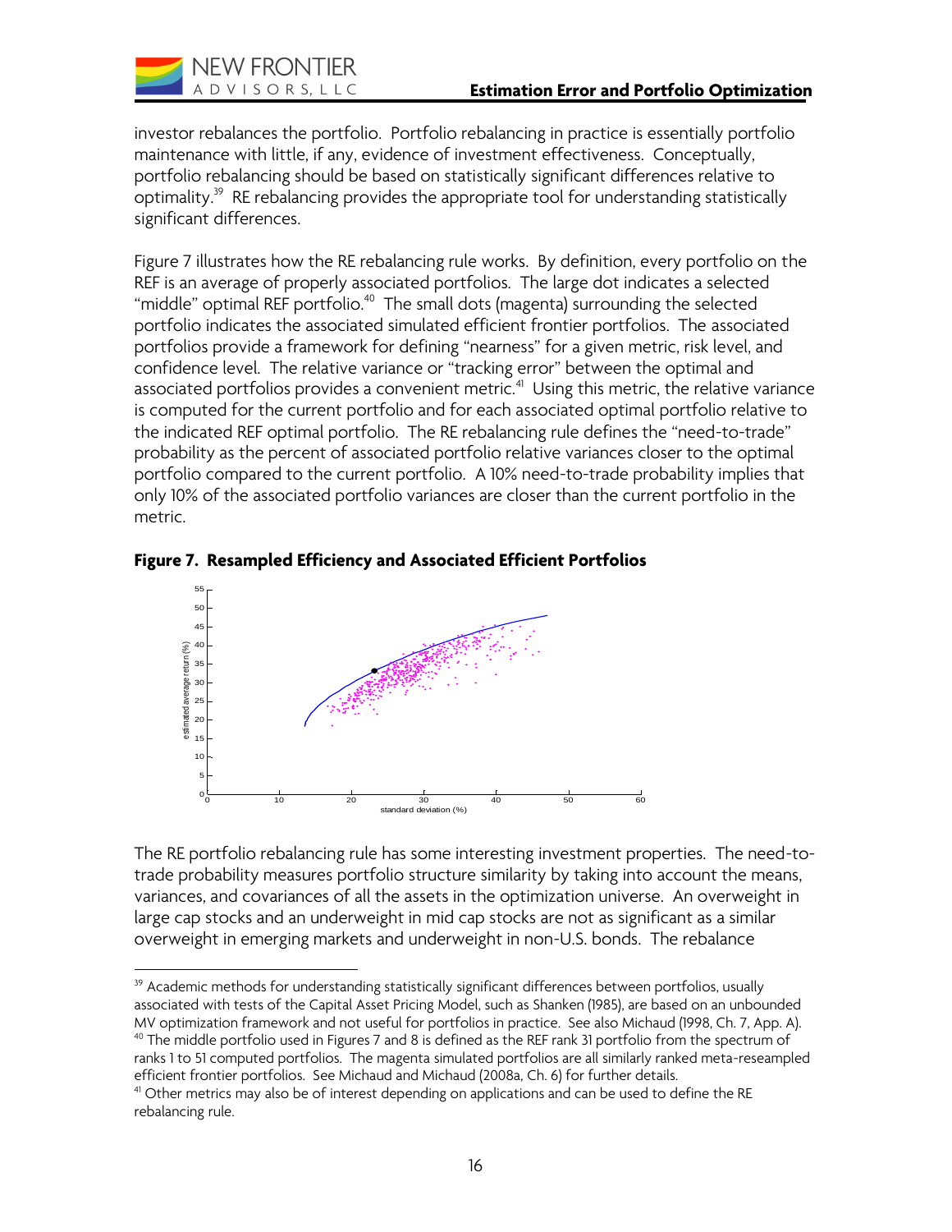investor rebalances the portfolio. Portfolio rebalancing in practice is essentially portfolio maintenance with little, if any, evidence of investment effectiveness. Conceptually, portfolio rebalancing should be based on statistically significant differences relative to optimality.[39] RE rebalancing provides the appropriate tool for understanding statistically significant differences.

Figure 7 illustrates how the RE rebalancing rule works. By definition, every portfolio on the REF is an average of properly associated portfolios. The large dot indicates a selected "middle" optimal REF portfolio.[40] The small dots (magenta) surrounding the selected portfolio indicates the associated simulated efficient frontier portfolios. The associated portfolios provide a framework for defining "nearness" for a given metric, risk level, and confidence level. The relative variance or "tracking error" between the optimal and associated portfolios provides a convenient metric.[41] Using this metric, the relative variance is computed for the current portfolio and for each associated optimal portfolio relative to the indicated REF optimal portfolio. The RE rebalancing rule defines the "need-to-trade" probability as the percent of associated portfolio relative variances closer to the optimal portfolio compared to the current portfolio. A 10% need-to-trade probability implies that only 10% of the associated portfolio variances are closer than the current portfolio in the metric.

**Figure 7. Resampled Efficiency and Associated Efficient Portfolios**

The RE portfolio rebalancing rule has some interesting investment properties. The need-to-trade probability measures portfolio structure similarity by taking into account the means, variances, and covariances of all the assets in the optimization universe. An overweight in large cap stocks and an underweight in mid cap stocks are not as significant as a similar overweight in emerging markets and underweight in non-U.S. bonds. The rebalance

---

[39] Academic methods for understanding statistically significant differences between portfolios, usually associated with tests of the Capital Asset Pricing Model, such as Shanken (1985), are based on an unbounded MV optimization framework and not useful for portfolios in practice. See also Michaud (1998, Ch. 7, App. A).

[40] The middle portfolio used in Figures 7 and 8 is defined as the REF rank 31 portfolio from the spectrum of ranks 1 to 51 computed portfolios. The magenta simulated portfolios are all similarly ranked meta-reseampled efficient frontier portfolios. See Michaud and Michaud (2008a, Ch. 6) for further details.

[41] Other metrics may also be of interest depending on applications and can be used to define the RE rebalancing rule.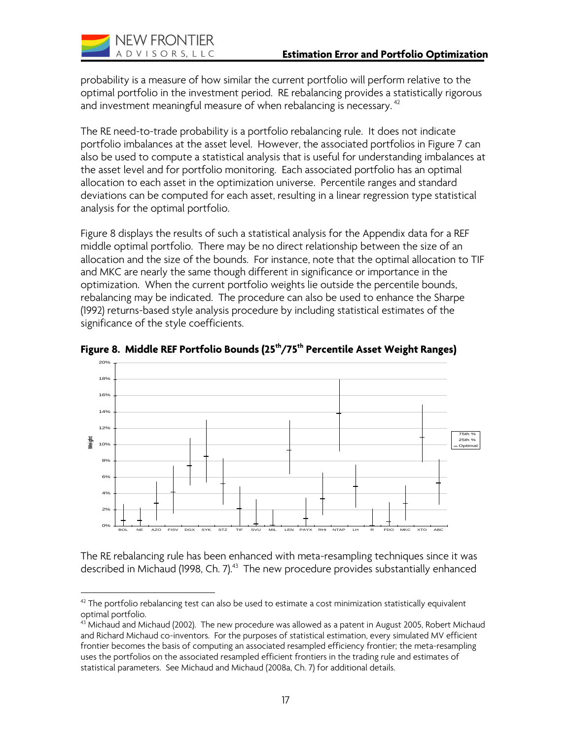probability is a measure of how similar the current portfolio will perform relative to the optimal portfolio in the investment period. RE rebalancing provides a statistically rigorous and investment meaningful measure of when rebalancing is necessary.[42]

The RE need-to-trade probability is a portfolio rebalancing rule. It does not indicate portfolio imbalances at the asset level. However, the associated portfolios in Figure 7 can also be used to compute a statistical analysis that is useful for understanding imbalances at the asset level and for portfolio monitoring. Each associated portfolio has an optimal allocation to each asset in the optimization universe. Percentile ranges and standard deviations can be computed for each asset, resulting in a linear regression type statistical analysis for the optimal portfolio.

Figure 8 displays the results of such a statistical analysis for the Appendix data for a REF middle optimal portfolio. There may be no direct relationship between the size of an allocation and the size of the bounds. For instance, note that the optimal allocation to TIF and MKC are nearly the same though different in significance or importance in the optimization. When the current portfolio weights lie outside the percentile bounds, rebalancing may be indicated. The procedure can also be used to enhance the Sharpe (1992) returns-based style analysis procedure by including statistical estimates of the significance of the style coefficients.

**Figure 8. Middle REF Portfolio Bounds (25th/75th Percentile Asset Weight Ranges)**

The RE rebalancing rule has been enhanced with meta-resampling techniques since it was described in Michaud (1998, Ch. 7).[43] The new procedure provides substantially enhanced

---

[42] The portfolio rebalancing test can also be used to estimate a cost minimization statistically equivalent optimal portfolio.

[43] Michaud and Michaud (2002). The new procedure was allowed as a patent in August 2005, Robert Michaud and Richard Michaud co-inventors. For the purposes of statistical estimation, every simulated MV efficient frontier becomes the basis of computing an associated resampled efficiency frontier; the meta-resampling uses the portfolios on the associated resampled efficient frontiers in the trading rule and estimates of statistical parameters. See Michaud and Michaud (2008a, Ch. 7) for additional details.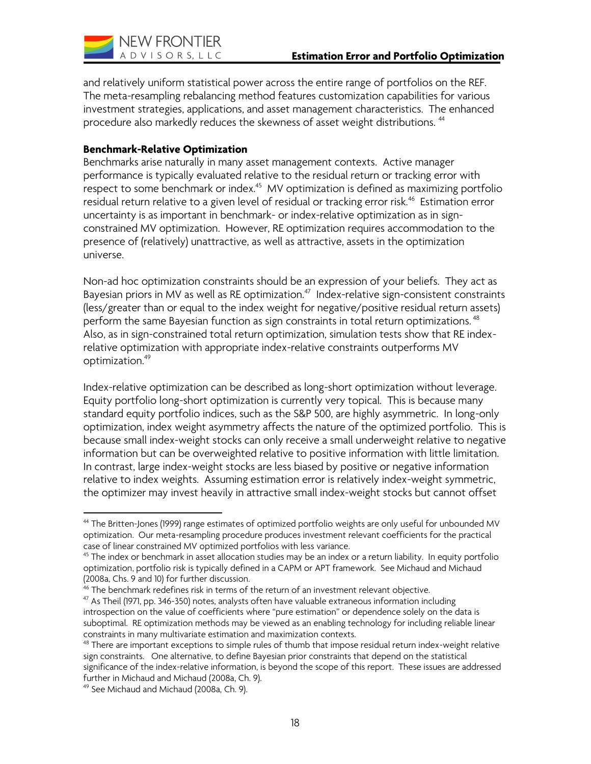and relatively uniform statistical power across the entire range of portfolios on the REF. The meta-resampling rebalancing method features customization capabilities for various investment strategies, applications, and asset management characteristics. The enhanced procedure also markedly reduces the skewness of asset weight distributions. [44]

**Benchmark-Relative Optimization**

Benchmarks arise naturally in many asset management contexts. Active manager performance is typically evaluated relative to the residual return or tracking error with respect to some benchmark or index.[45] MV optimization is defined as maximizing portfolio residual return relative to a given level of residual or tracking error risk.[46] Estimation error uncertainty is as important in benchmark- or index-relative optimization as in sign-constrained MV optimization. However, RE optimization requires accommodation to the presence of (relatively) unattractive, as well as attractive, assets in the optimization universe.

Non-ad hoc optimization constraints should be an expression of your beliefs. They act as Bayesian priors in MV as well as RE optimization.[47] Index-relative sign-consistent constraints (less/greater than or equal to the index weight for negative/positive residual return assets) perform the same Bayesian function as sign constraints in total return optimizations. [48] Also, as in sign-constrained total return optimization, simulation tests show that RE index-relative optimization with appropriate index-relative constraints outperforms MV optimization.[49]

Index-relative optimization can be described as long-short optimization without leverage. Equity portfolio long-short optimization is currently very topical. This is because many standard equity portfolio indices, such as the S&P 500, are highly asymmetric. In long-only optimization, index weight asymmetry affects the nature of the optimized portfolio. This is because small index-weight stocks can only receive a small underweight relative to negative information but can be overweighted relative to positive information with little limitation. In contrast, large index-weight stocks are less biased by positive or negative information relative to index weights. Assuming estimation error is relatively index-weight symmetric, the optimizer may invest heavily in attractive small index-weight stocks but cannot offset

---

[44] The Britten-Jones (1999) range estimates of optimized portfolio weights are only useful for unbounded MV optimization. Our meta-resampling procedure produces investment relevant coefficients for the practical case of linear constrained MV optimized portfolios with less variance.

[45] The index or benchmark in asset allocation studies may be an index or a return liability. In equity portfolio optimization, portfolio risk is typically defined in a CAPM or APT framework. See Michaud and Michaud (2008a, Chs. 9 and 10) for further discussion.

[46] The benchmark redefines risk in terms of the return of an investment relevant objective.

[47] As Theil (1971, pp. 346-350) notes, analysts often have valuable extraneous information including introspection on the value of coefficients where "pure estimation" or dependence solely on the data is suboptimal. RE optimization methods may be viewed as an enabling technology for including reliable linear constraints in many multivariate estimation and maximization contexts.

[48] There are important exceptions to simple rules of thumb that impose residual return index-weight relative sign constraints. One alternative, to define Bayesian prior constraints that depend on the statistical significance of the index-relative information, is beyond the scope of this report. These issues are addressed further in Michaud and Michaud (2008a, Ch. 9).

[49] See Michaud and Michaud (2008a, Ch. 9).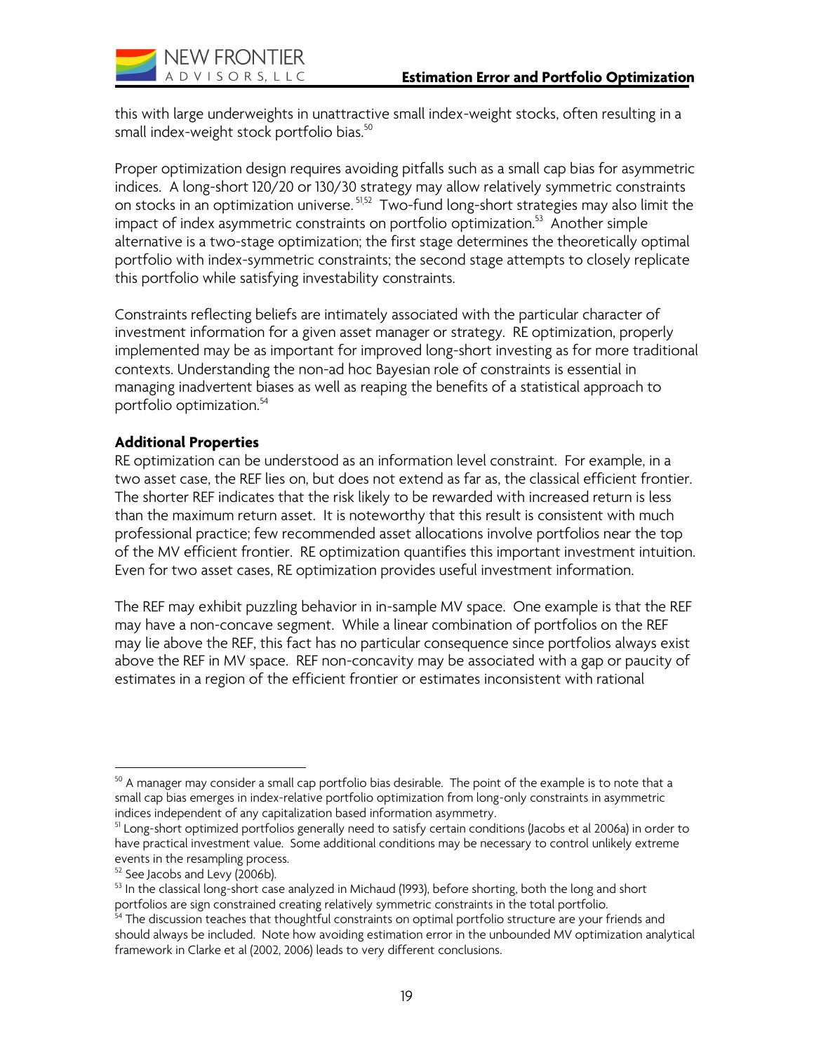this with large underweights in unattractive small index-weight stocks, often resulting in a small index-weight stock portfolio bias.[50]

Proper optimization design requires avoiding pitfalls such as a small cap bias for asymmetric indices. A long-short 120/20 or 130/30 strategy may allow relatively symmetric constraints on stocks in an optimization universe.[51,52] Two-fund long-short strategies may also limit the impact of index asymmetric constraints on portfolio optimization.[53] Another simple alternative is a two-stage optimization; the first stage determines the theoretically optimal portfolio with index-symmetric constraints; the second stage attempts to closely replicate this portfolio while satisfying investability constraints.

Constraints reflecting beliefs are intimately associated with the particular character of investment information for a given asset manager or strategy. RE optimization, properly implemented may be as important for improved long-short investing as for more traditional contexts. Understanding the non-ad hoc Bayesian role of constraints is essential in managing inadvertent biases as well as reaping the benefits of a statistical approach to portfolio optimization.[54]

**Additional Properties**

RE optimization can be understood as an information level constraint. For example, in a two asset case, the REF lies on, but does not extend as far as, the classical efficient frontier. The shorter REF indicates that the risk likely to be rewarded with increased return is less than the maximum return asset. It is noteworthy that this result is consistent with much professional practice; few recommended asset allocations involve portfolios near the top of the MV efficient frontier. RE optimization quantifies this important investment intuition. Even for two asset cases, RE optimization provides useful investment information.

The REF may exhibit puzzling behavior in in-sample MV space. One example is that the REF may have a non-concave segment. While a linear combination of portfolios on the REF may lie above the REF, this fact has no particular consequence since portfolios always exist above the REF in MV space. REF non-concavity may be associated with a gap or paucity of estimates in a region of the efficient frontier or estimates inconsistent with rational

---

[50] A manager may consider a small cap portfolio bias desirable. The point of the example is to note that a small cap bias emerges in index-relative portfolio optimization from long-only constraints in asymmetric indices independent of any capitalization based information asymmetry.

[51] Long-short optimized portfolios generally need to satisfy certain conditions (Jacobs et al 2006a) in order to have practical investment value. Some additional conditions may be necessary to control unlikely extreme events in the resampling process.

[52] See Jacobs and Levy (2006b).

[53] In the classical long-short case analyzed in Michaud (1993), before shorting, both the long and short portfolios are sign constrained creating relatively symmetric constraints in the total portfolio.

[54] The discussion teaches that thoughtful constraints on optimal portfolio structure are your friends and should always be included. Note how avoiding estimation error in the unbounded MV optimization analytical framework in Clarke et al (2002, 2006) leads to very different conclusions.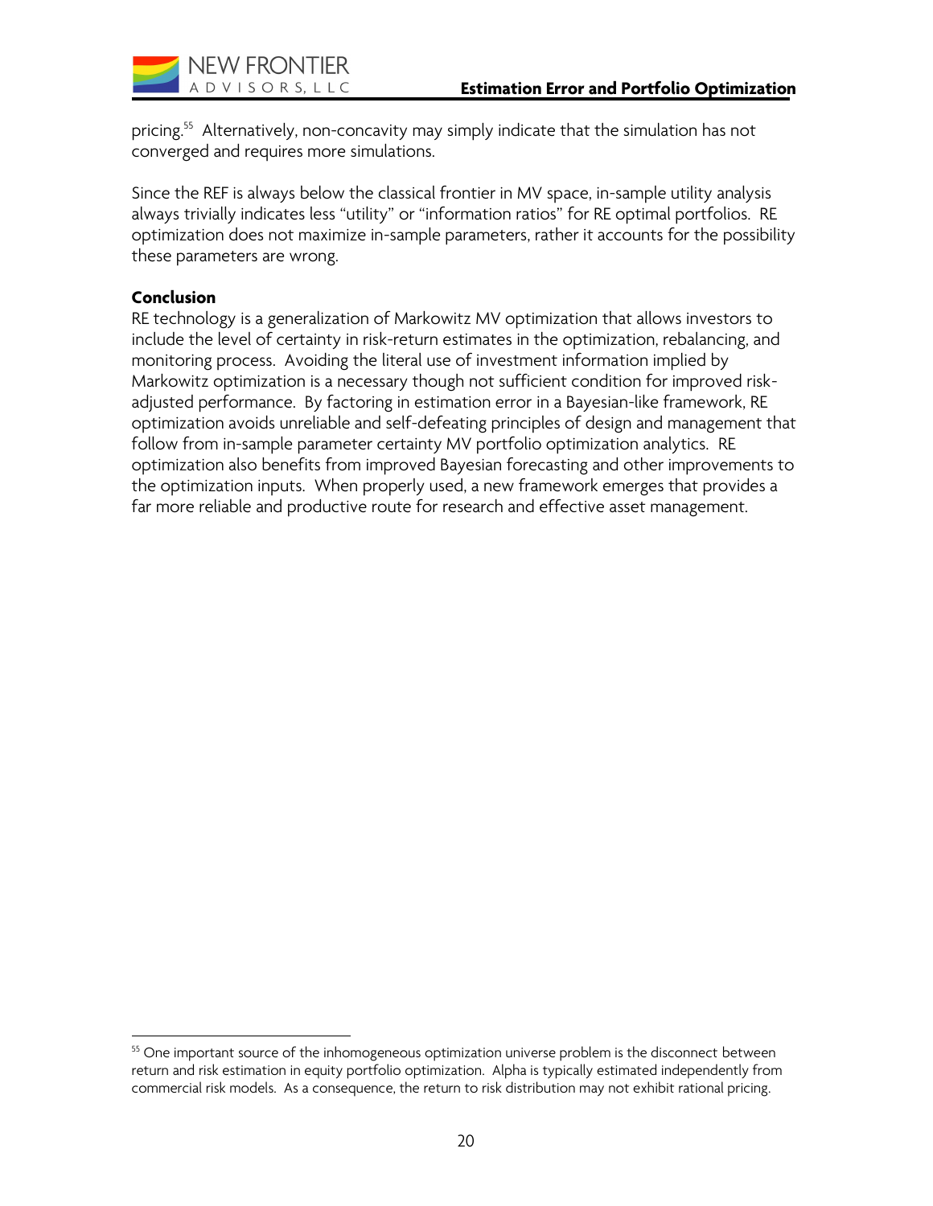pricing.[55] Alternatively, non-concavity may simply indicate that the simulation has not converged and requires more simulations.

Since the REF is always below the classical frontier in MV space, in-sample utility analysis always trivially indicates less "utility" or "information ratios" for RE optimal portfolios. RE optimization does not maximize in-sample parameters, rather it accounts for the possibility these parameters are wrong.

**Conclusion**

RE technology is a generalization of Markowitz MV optimization that allows investors to include the level of certainty in risk-return estimates in the optimization, rebalancing, and monitoring process. Avoiding the literal use of investment information implied by Markowitz optimization is a necessary though not sufficient condition for improved risk-adjusted performance. By factoring in estimation error in a Bayesian-like framework, RE optimization avoids unreliable and self-defeating principles of design and management that follow from in-sample parameter certainty MV portfolio optimization analytics. RE optimization also benefits from improved Bayesian forecasting and other improvements to the optimization inputs. When properly used, a new framework emerges that provides a far more reliable and productive route for research and effective asset management.

---

[55] One important source of the inhomogeneous optimization universe problem is the disconnect between return and risk estimation in equity portfolio optimization. Alpha is typically estimated independently from commercial risk models. As a consequence, the return to risk distribution may not exhibit rational pricing.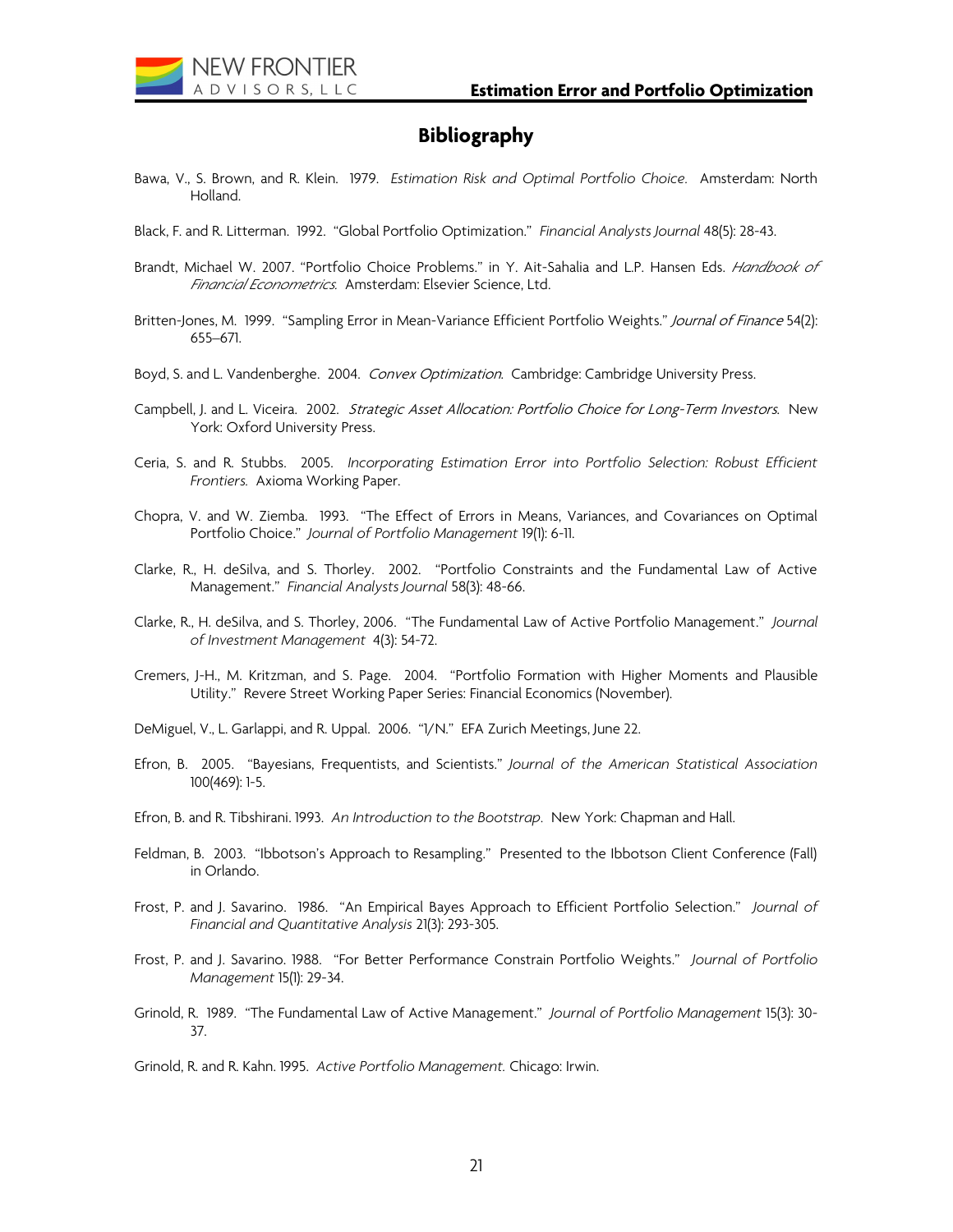# Bibliography

Bawa, V., S. Brown, and R. Klein. 1979. *Estimation Risk and Optimal Portfolio Choice.* Amsterdam: North Holland.

Black, F. and R. Litterman. 1992. "Global Portfolio Optimization." *Financial Analysts Journal* 48(5): 28-43.

Brandt, Michael W. 2007. "Portfolio Choice Problems." in Y. Ait-Sahalia and L.P. Hansen Eds. *Handbook of Financial Econometrics.* Amsterdam: Elsevier Science, Ltd.

Britten-Jones, M. 1999. "Sampling Error in Mean-Variance Efficient Portfolio Weights." *Journal of Finance* 54(2): 655–671.

Boyd, S. and L. Vandenberghe. 2004. *Convex Optimization.* Cambridge: Cambridge University Press.

Campbell, J. and L. Viceira. 2002. *Strategic Asset Allocation: Portfolio Choice for Long-Term Investors.* New York: Oxford University Press.

Ceria, S. and R. Stubbs. 2005. *Incorporating Estimation Error into Portfolio Selection: Robust Efficient Frontiers.* Axioma Working Paper.

Chopra, V. and W. Ziemba. 1993. "The Effect of Errors in Means, Variances, and Covariances on Optimal Portfolio Choice." *Journal of Portfolio Management* 19(1): 6-11.

Clarke, R., H. deSilva, and S. Thorley. 2002. "Portfolio Constraints and the Fundamental Law of Active Management." *Financial Analysts Journal* 58(3): 48-66.

Clarke, R., H. deSilva, and S. Thorley, 2006. "The Fundamental Law of Active Portfolio Management." *Journal of Investment Management* 4(3): 54-72.

Cremers, J-H., M. Kritzman, and S. Page. 2004. "Portfolio Formation with Higher Moments and Plausible Utility." Revere Street Working Paper Series: Financial Economics (November).

DeMiguel, V., L. Garlappi, and R. Uppal. 2006. "1/N." EFA Zurich Meetings, June 22.

Efron, B. 2005. "Bayesians, Frequentists, and Scientists." *Journal of the American Statistical Association* 100(469): 1-5.

Efron, B. and R. Tibshirani. 1993. *An Introduction to the Bootstrap.* New York: Chapman and Hall.

Feldman, B. 2003. "Ibbotson's Approach to Resampling." Presented to the Ibbotson Client Conference (Fall) in Orlando.

Frost, P. and J. Savarino. 1986. "An Empirical Bayes Approach to Efficient Portfolio Selection." *Journal of Financial and Quantitative Analysis* 21(3): 293-305.

Frost, P. and J. Savarino. 1988. "For Better Performance Constrain Portfolio Weights." *Journal of Portfolio Management* 15(1): 29-34.

Grinold, R. 1989. "The Fundamental Law of Active Management." *Journal of Portfolio Management* 15(3): 30-37.

Grinold, R. and R. Kahn. 1995. *Active Portfolio Management.* Chicago: Irwin.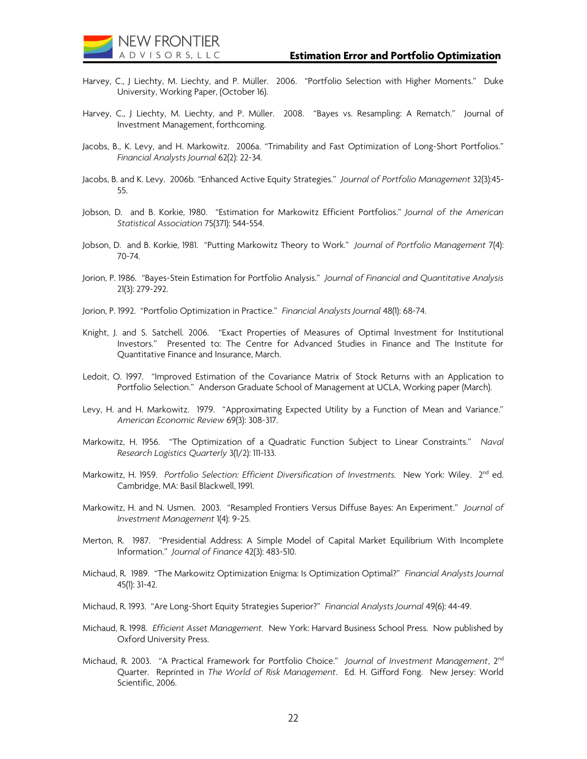Harvey, C., J Liechty, M. Liechty, and P. Müller. 2006. "Portfolio Selection with Higher Moments." Duke University, Working Paper, (October 16).

Harvey, C., J Liechty, M. Liechty, and P. Müller. 2008. "Bayes vs. Resampling: A Rematch." Journal of Investment Management, forthcoming.

Jacobs, B., K. Levy, and H. Markowitz. 2006a. "Trimability and Fast Optimization of Long-Short Portfolios." *Financial Analysts Journal* 62(2): 22-34.

Jacobs, B. and K. Levy. 2006b. "Enhanced Active Equity Strategies." *Journal of Portfolio Management* 32(3):45-55.

Jobson, D. and B. Korkie, 1980. "Estimation for Markowitz Efficient Portfolios." *Journal of the American Statistical Association* 75(371): 544-554.

Jobson, D. and B. Korkie, 1981. "Putting Markowitz Theory to Work." *Journal of Portfolio Management* 7(4): 70-74.

Jorion, P. 1986. "Bayes-Stein Estimation for Portfolio Analysis." *Journal of Financial and Quantitative Analysis* 21(3): 279-292.

Jorion, P. 1992. "Portfolio Optimization in Practice." *Financial Analysts Journal* 48(1): 68-74.

Knight, J. and S. Satchell. 2006. "Exact Properties of Measures of Optimal Investment for Institutional Investors." Presented to: The Centre for Advanced Studies in Finance and The Institute for Quantitative Finance and Insurance, March.

Ledoit, O. 1997. "Improved Estimation of the Covariance Matrix of Stock Returns with an Application to Portfolio Selection." Anderson Graduate School of Management at UCLA, Working paper (March).

Levy, H. and H. Markowitz. 1979. "Approximating Expected Utility by a Function of Mean and Variance." *American Economic Review* 69(3): 308-317.

Markowitz, H. 1956. "The Optimization of a Quadratic Function Subject to Linear Constraints." *Naval Research Logistics Quarterly* 3(1/2): 111-133.

Markowitz, H. 1959. *Portfolio Selection: Efficient Diversification of Investments.* New York: Wiley. 2nd ed. Cambridge, MA: Basil Blackwell, 1991.

Markowitz, H. and N. Usmen. 2003. "Resampled Frontiers Versus Diffuse Bayes: An Experiment." *Journal of Investment Management* 1(4): 9-25.

Merton, R. 1987. "Presidential Address: A Simple Model of Capital Market Equilibrium With Incomplete Information." *Journal of Finance* 42(3): 483-510.

Michaud, R. 1989. "The Markowitz Optimization Enigma: Is Optimization Optimal?" *Financial Analysts Journal* 45(1): 31-42.

Michaud, R. 1993. "Are Long-Short Equity Strategies Superior?" *Financial Analysts Journal* 49(6): 44-49.

Michaud, R. 1998. *Efficient Asset Management.* New York: Harvard Business School Press. Now published by Oxford University Press.

Michaud, R. 2003. "A Practical Framework for Portfolio Choice." *Journal of Investment Management*, 2nd Quarter. Reprinted in *The World of Risk Management*. Ed. H. Gifford Fong. New Jersey: World Scientific, 2006.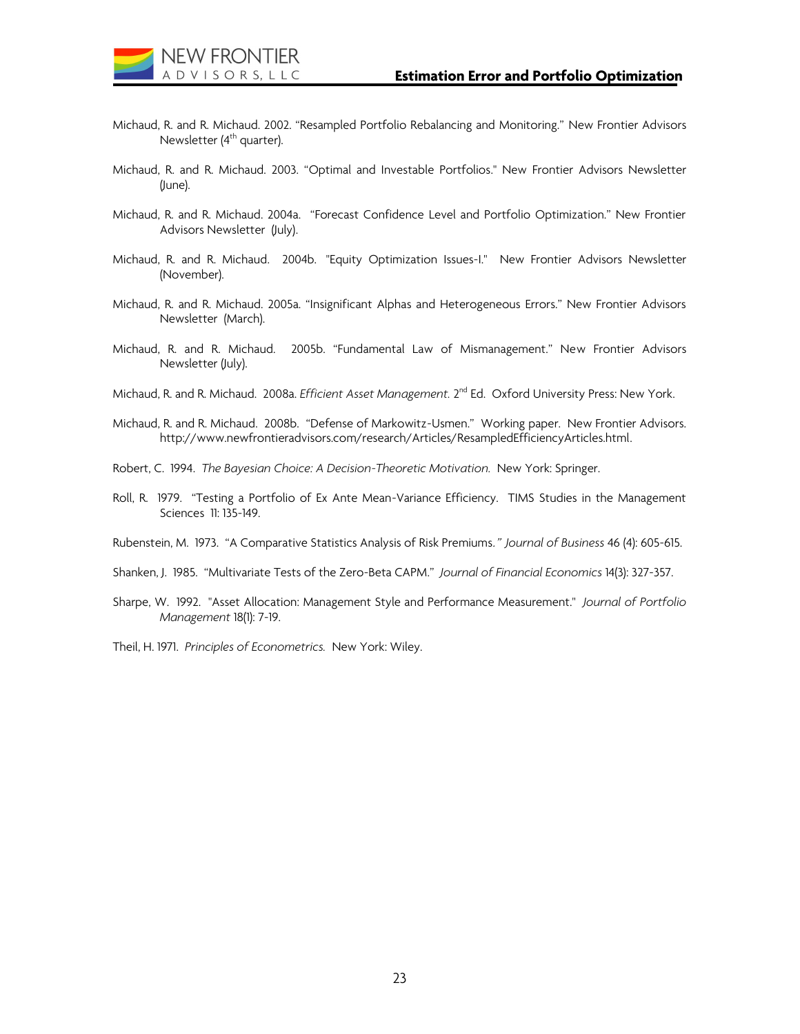Michaud, R. and R. Michaud. 2002. "Resampled Portfolio Rebalancing and Monitoring." New Frontier Advisors Newsletter (4th quarter).

Michaud, R. and R. Michaud. 2003. "Optimal and Investable Portfolios." New Frontier Advisors Newsletter (June).

Michaud, R. and R. Michaud. 2004a. "Forecast Confidence Level and Portfolio Optimization." New Frontier Advisors Newsletter (July).

Michaud, R. and R. Michaud. 2004b. "Equity Optimization Issues-I." New Frontier Advisors Newsletter (November).

Michaud, R. and R. Michaud. 2005a. "Insignificant Alphas and Heterogeneous Errors." New Frontier Advisors Newsletter (March).

Michaud, R. and R. Michaud. 2005b. "Fundamental Law of Mismanagement." New Frontier Advisors Newsletter (July).

Michaud, R. and R. Michaud. 2008a. *Efficient Asset Management.* 2nd Ed. Oxford University Press: New York.

Michaud, R. and R. Michaud. 2008b. "Defense of Markowitz-Usmen." Working paper. New Frontier Advisors. http://www.newfrontieradvisors.com/research/Articles/ResampledEfficiencyArticles.html.

Robert, C. 1994. *The Bayesian Choice: A Decision-Theoretic Motivation.* New York: Springer.

Roll, R. 1979. "Testing a Portfolio of Ex Ante Mean-Variance Efficiency. TIMS Studies in the Management Sciences 11: 135-149.

Rubenstein, M. 1973. "A Comparative Statistics Analysis of Risk Premiums." *Journal of Business* 46 (4): 605-615.

Shanken, J. 1985. "Multivariate Tests of the Zero-Beta CAPM." *Journal of Financial Economics* 14(3): 327-357.

Sharpe, W. 1992. "Asset Allocation: Management Style and Performance Measurement." *Journal of Portfolio Management* 18(1): 7-19.

Theil, H. 1971. *Principles of Econometrics.* New York: Wiley.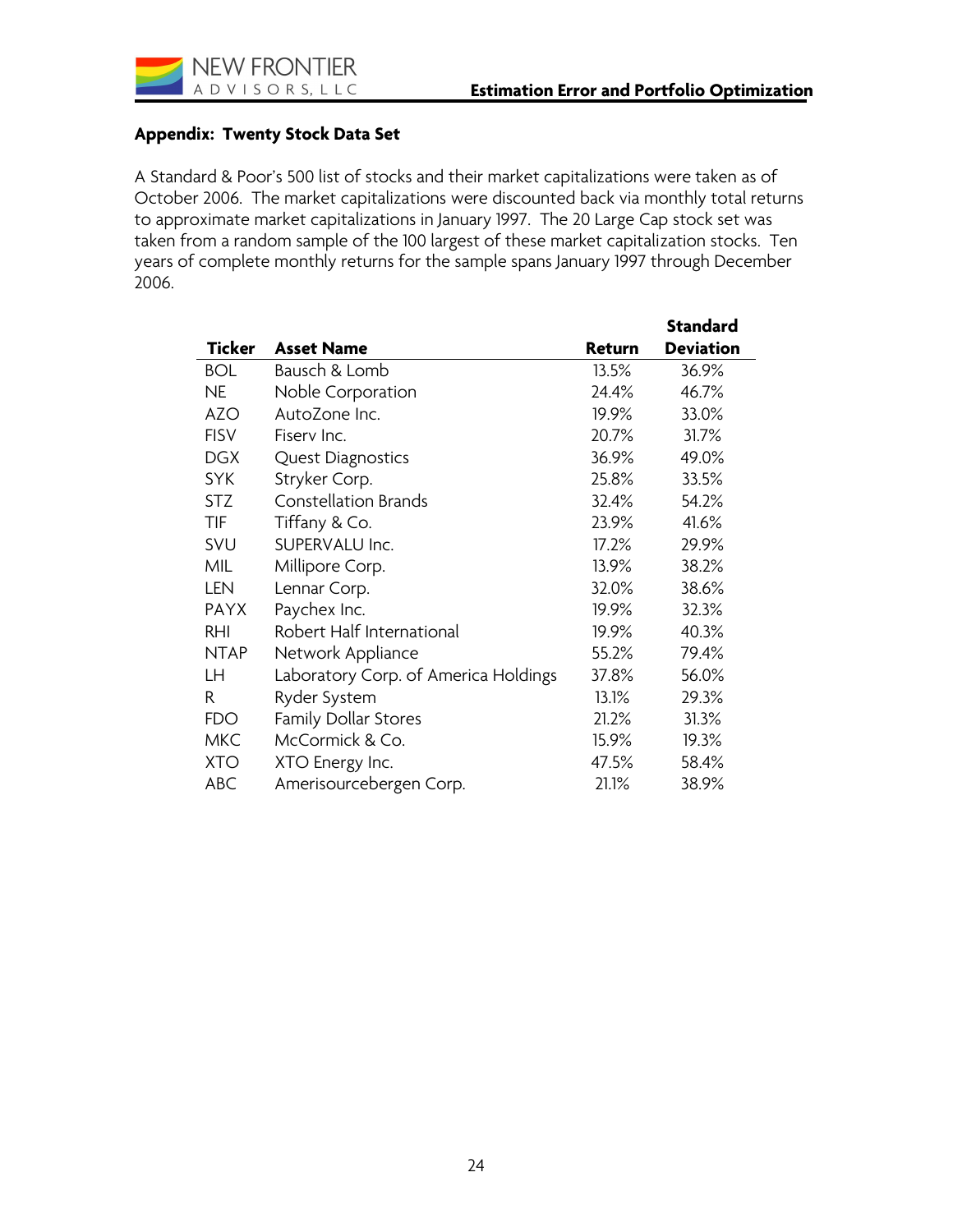## Appendix: Twenty Stock Data Set

A Standard & Poor's 500 list of stocks and their market capitalizations were taken as of October 2006. The market capitalizations were discounted back via monthly total returns to approximate market capitalizations in January 1997. The 20 Large Cap stock set was taken from a random sample of the 100 largest of these market capitalization stocks. Ten years of complete monthly returns for the sample spans January 1997 through December 2006.

| Ticker | Asset Name | Return | Standard Deviation |
|---|---|---|---|
| BOL | Bausch & Lomb | 13.5% | 36.9% |
| NE | Noble Corporation | 24.4% | 46.7% |
| AZO | AutoZone Inc. | 19.9% | 33.0% |
| FISV | Fiserv Inc. | 20.7% | 31.7% |
| DGX | Quest Diagnostics | 36.9% | 49.0% |
| SYK | Stryker Corp. | 25.8% | 33.5% |
| STZ | Constellation Brands | 32.4% | 54.2% |
| TIF | Tiffany & Co. | 23.9% | 41.6% |
| SVU | SUPERVALU Inc. | 17.2% | 29.9% |
| MIL | Millipore Corp. | 13.9% | 38.2% |
| LEN | Lennar Corp. | 32.0% | 38.6% |
| PAYX | Paychex Inc. | 19.9% | 32.3% |
| RHI | Robert Half International | 19.9% | 40.3% |
| NTAP | Network Appliance | 55.2% | 79.4% |
| LH | Laboratory Corp. of America Holdings | 37.8% | 56.0% |
| R | Ryder System | 13.1% | 29.3% |
| FDO | Family Dollar Stores | 21.2% | 31.3% |
| MKC | McCormick & Co. | 15.9% | 19.3% |
| XTO | XTO Energy Inc. | 47.5% | 58.4% |
| ABC | Amerisourcebergen Corp. | 21.1% | 38.9% |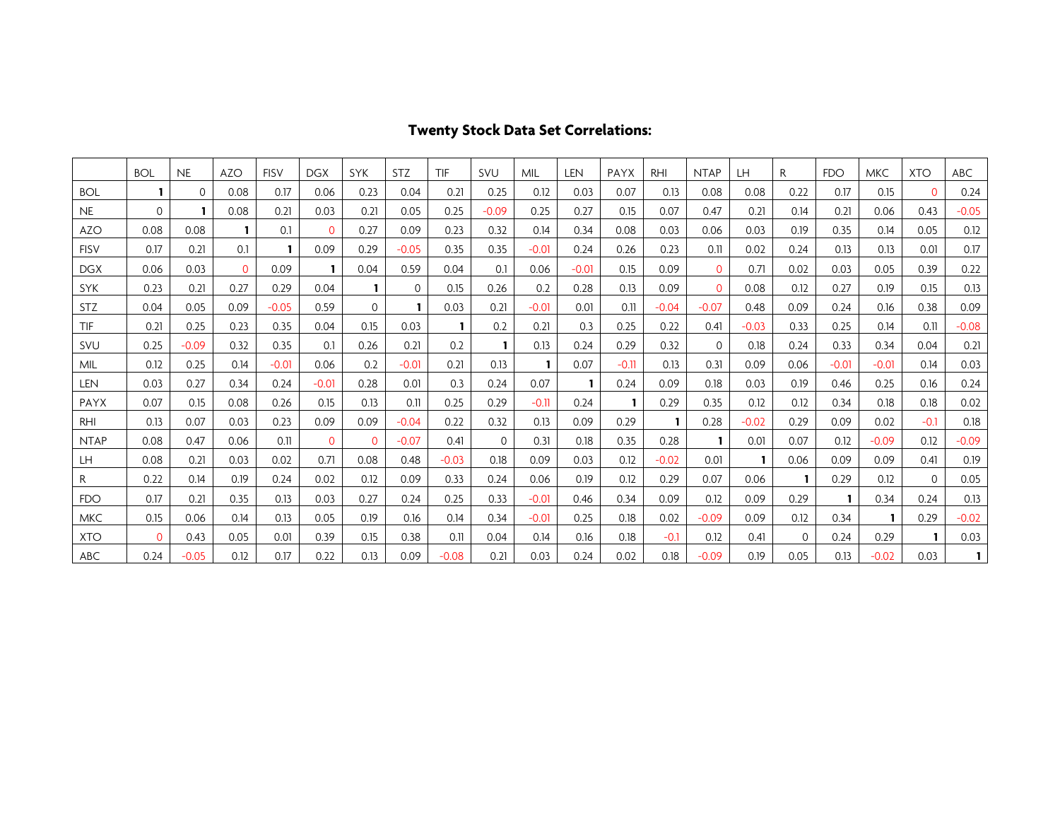## Twenty Stock Data Set Correlations:

| | BOL | NE | AZO | FISV | DGX | SYK | STZ | TIF | SVU | MIL | LEN | PAYX | RHI | NTAP | LH | R | FDO | MKC | XTO | ABC |
|---|---|---|---|---|---|---|---|---|---|---|---|---|---|---|---|---|---|---|---|---|
| BOL | **1** | 0 | 0.08 | 0.17 | 0.06 | 0.23 | 0.04 | 0.21 | 0.25 | 0.12 | 0.03 | 0.07 | 0.13 | 0.08 | 0.08 | 0.22 | 0.17 | 0.15 | 0 | 0.24 |
| NE | 0 | **1** | 0.08 | 0.21 | 0.03 | 0.21 | 0.05 | 0.25 | -0.09 | 0.25 | 0.27 | 0.15 | 0.07 | 0.47 | 0.21 | 0.14 | 0.21 | 0.06 | 0.43 | -0.05 |
| AZO | 0.08 | 0.08 | **1** | 0.1 | 0 | 0.27 | 0.09 | 0.23 | 0.32 | 0.14 | 0.34 | 0.08 | 0.03 | 0.06 | 0.03 | 0.19 | 0.35 | 0.14 | 0.05 | 0.12 |
| FISV | 0.17 | 0.21 | 0.1 | **1** | 0.09 | 0.29 | -0.05 | 0.35 | 0.35 | -0.01 | 0.24 | 0.26 | 0.23 | 0.11 | 0.02 | 0.24 | 0.13 | 0.13 | 0.01 | 0.17 |
| DGX | 0.06 | 0.03 | 0 | 0.09 | **1** | 0.04 | 0.59 | 0.04 | 0.1 | 0.06 | -0.01 | 0.15 | 0.09 | 0 | 0.71 | 0.02 | 0.03 | 0.05 | 0.39 | 0.22 |
| SYK | 0.23 | 0.21 | 0.27 | 0.29 | 0.04 | **1** | 0 | 0.15 | 0.26 | 0.2 | 0.28 | 0.13 | 0.09 | 0 | 0.08 | 0.12 | 0.27 | 0.19 | 0.15 | 0.13 |
| STZ | 0.04 | 0.05 | 0.09 | -0.05 | 0.59 | 0 | **1** | 0.03 | 0.21 | -0.01 | 0.01 | 0.11 | -0.04 | -0.07 | 0.48 | 0.09 | 0.24 | 0.16 | 0.38 | 0.09 |
| TIF | 0.21 | 0.25 | 0.23 | 0.35 | 0.04 | 0.15 | 0.03 | **1** | 0.2 | 0.21 | 0.3 | 0.25 | 0.22 | 0.41 | -0.03 | 0.33 | 0.25 | 0.14 | 0.11 | -0.08 |
| SVU | 0.25 | -0.09 | 0.32 | 0.35 | 0.1 | 0.26 | 0.21 | 0.2 | **1** | 0.13 | 0.24 | 0.29 | 0.32 | 0 | 0.18 | 0.24 | 0.33 | 0.34 | 0.04 | 0.21 |
| MIL | 0.12 | 0.25 | 0.14 | -0.01 | 0.06 | 0.2 | -0.01 | 0.21 | 0.13 | **1** | 0.07 | -0.11 | 0.13 | 0.31 | 0.09 | 0.06 | -0.01 | -0.01 | 0.14 | 0.03 |
| LEN | 0.03 | 0.27 | 0.34 | 0.24 | -0.01 | 0.28 | 0.01 | 0.3 | 0.24 | 0.07 | **1** | 0.24 | 0.09 | 0.18 | 0.03 | 0.19 | 0.46 | 0.25 | 0.16 | 0.24 |
| PAYX | 0.07 | 0.15 | 0.08 | 0.26 | 0.15 | 0.13 | 0.11 | 0.25 | 0.29 | -0.11 | 0.24 | **1** | 0.29 | 0.35 | 0.12 | 0.12 | 0.34 | 0.18 | 0.18 | 0.02 |
| RHI | 0.13 | 0.07 | 0.03 | 0.23 | 0.09 | 0.09 | -0.04 | 0.22 | 0.32 | 0.13 | 0.09 | 0.29 | **1** | 0.28 | -0.02 | 0.29 | 0.09 | 0.02 | -0.1 | 0.18 |
| NTAP | 0.08 | 0.47 | 0.06 | 0.11 | 0 | 0 | -0.07 | 0.41 | 0 | 0.31 | 0.18 | 0.35 | 0.28 | **1** | 0.01 | 0.07 | 0.12 | -0.09 | 0.12 | -0.09 |
| LH | 0.08 | 0.21 | 0.03 | 0.02 | 0.71 | 0.08 | 0.48 | -0.03 | 0.18 | 0.09 | 0.03 | 0.12 | -0.02 | 0.01 | **1** | 0.06 | 0.09 | 0.09 | 0.41 | 0.19 |
| R | 0.22 | 0.14 | 0.19 | 0.24 | 0.02 | 0.12 | 0.09 | 0.33 | 0.24 | 0.06 | 0.19 | 0.12 | 0.29 | 0.07 | 0.06 | **1** | 0.29 | 0.12 | 0 | 0.05 |
| FDO | 0.17 | 0.21 | 0.35 | 0.13 | 0.03 | 0.27 | 0.24 | 0.25 | 0.33 | -0.01 | 0.46 | 0.34 | 0.09 | 0.12 | 0.09 | 0.29 | **1** | 0.34 | 0.24 | 0.13 |
| MKC | 0.15 | 0.06 | 0.14 | 0.13 | 0.05 | 0.19 | 0.16 | 0.14 | 0.34 | -0.01 | 0.25 | 0.18 | 0.02 | -0.09 | 0.09 | 0.12 | 0.34 | **1** | 0.29 | -0.02 |
| XTO | 0 | 0.43 | 0.05 | 0.01 | 0.39 | 0.15 | 0.38 | 0.11 | 0.04 | 0.14 | 0.16 | 0.18 | -0.1 | 0.12 | 0.41 | 0 | 0.24 | 0.29 | **1** | 0.03 |
| ABC | 0.24 | -0.05 | 0.12 | 0.17 | 0.22 | 0.13 | 0.09 | -0.08 | 0.21 | 0.03 | 0.24 | 0.02 | 0.18 | -0.09 | 0.19 | 0.05 | 0.13 | -0.02 | 0.03 | **1** |